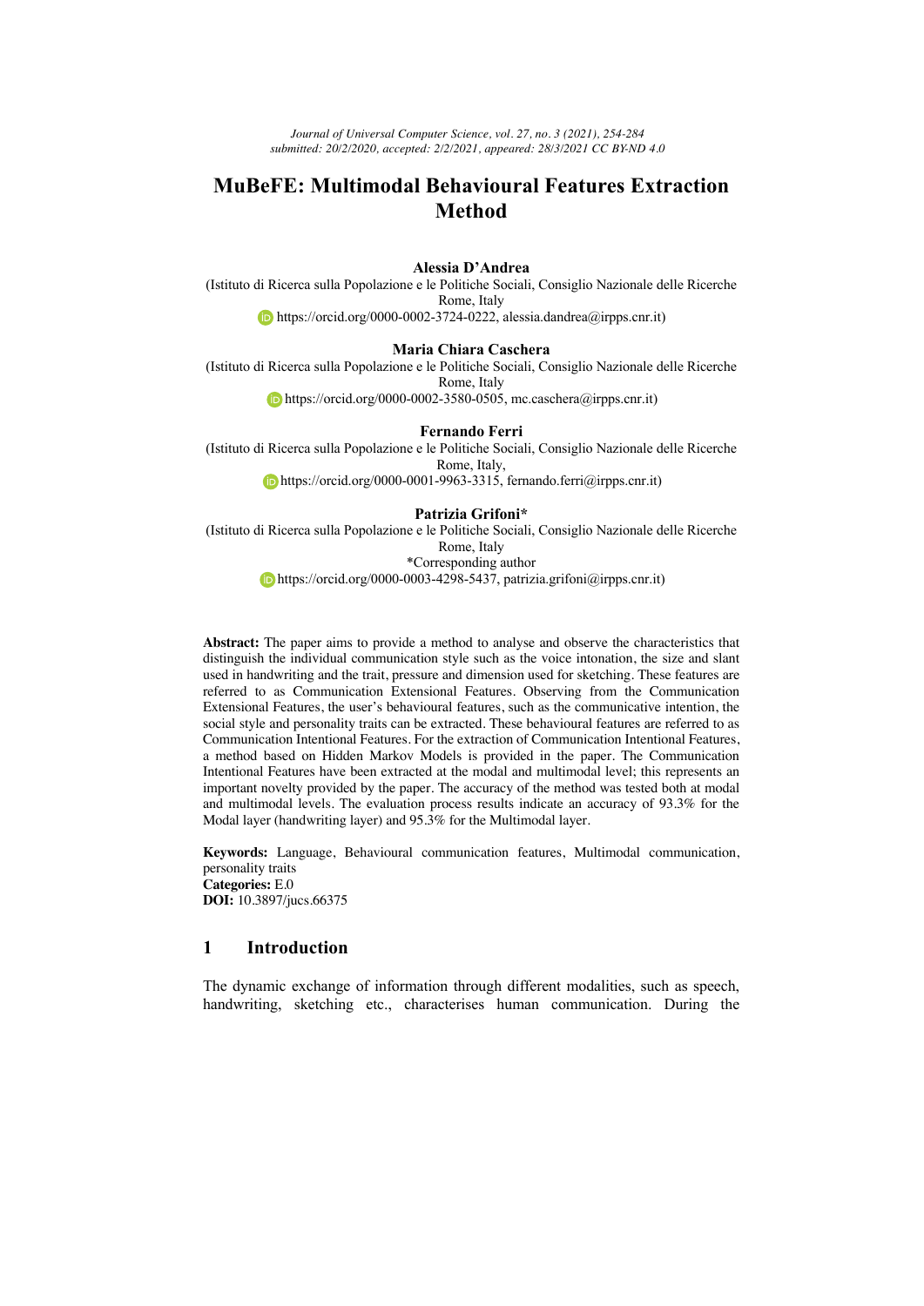# MuBeFE: Multimodal Behavioural Features Extraction Method

**Alessia D'Andrea**
(Istituto di Ricerca sulla Popolazione e le Politiche Sociali, Consiglio Nazionale delle Ricerche Rome, Italy
https://orcid.org/0000-0002-3724-0222, alessia.dandrea@irpps.cnr.it)

**Maria Chiara Caschera**
(Istituto di Ricerca sulla Popolazione e le Politiche Sociali, Consiglio Nazionale delle Ricerche Rome, Italy
https://orcid.org/0000-0002-3580-0505, mc.caschera@irpps.cnr.it)

**Fernando Ferri**
(Istituto di Ricerca sulla Popolazione e le Politiche Sociali, Consiglio Nazionale delle Ricerche Rome, Italy,
https://orcid.org/0000-0001-9963-3315, fernando.ferri@irpps.cnr.it)

**Patrizia Grifoni***
(Istituto di Ricerca sulla Popolazione e le Politiche Sociali, Consiglio Nazionale delle Ricerche Rome, Italy
*Corresponding author
https://orcid.org/0000-0003-4298-5437, patrizia.grifoni@irpps.cnr.it)

**Abstract:** The paper aims to provide a method to analyse and observe the characteristics that distinguish the individual communication style such as the voice intonation, the size and slant used in handwriting and the trait, pressure and dimension used for sketching. These features are referred to as Communication Extensional Features. Observing from the Communication Extensional Features, the user's behavioural features, such as the communicative intention, the social style and personality traits can be extracted. These behavioural features are referred to as Communication Intentional Features. For the extraction of Communication Intentional Features, a method based on Hidden Markov Models is provided in the paper. The Communication Intentional Features have been extracted at the modal and multimodal level; this represents an important novelty provided by the paper. The accuracy of the method was tested both at modal and multimodal levels. The evaluation process results indicate an accuracy of 93.3% for the Modal layer (handwriting layer) and 95.3% for the Multimodal layer.

**Keywords:** Language, Behavioural communication features, Multimodal communication, personality traits
**Categories:** E.0
**DOI:** 10.3897/jucs.66375

## 1 Introduction

The dynamic exchange of information through different modalities, such as speech, handwriting, sketching etc., characterises human communication. During the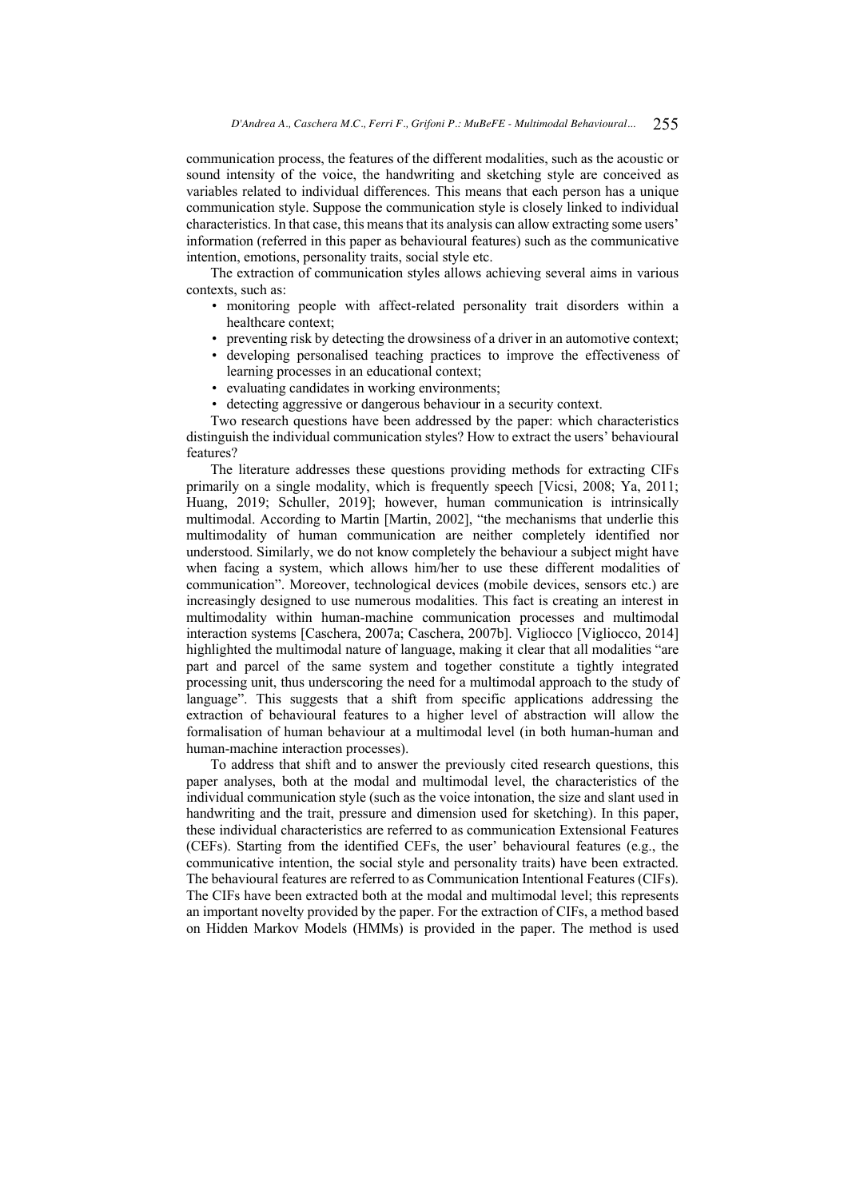communication process, the features of the different modalities, such as the acoustic or sound intensity of the voice, the handwriting and sketching style are conceived as variables related to individual differences. This means that each person has a unique communication style. Suppose the communication style is closely linked to individual characteristics. In that case, this means that its analysis can allow extracting some users' information (referred in this paper as behavioural features) such as the communicative intention, emotions, personality traits, social style etc.

The extraction of communication styles allows achieving several aims in various contexts, such as:

- monitoring people with affect-related personality trait disorders within a healthcare context;
- preventing risk by detecting the drowsiness of a driver in an automotive context;
- developing personalised teaching practices to improve the effectiveness of learning processes in an educational context;
- evaluating candidates in working environments;
- detecting aggressive or dangerous behaviour in a security context.

Two research questions have been addressed by the paper: which characteristics distinguish the individual communication styles? How to extract the users' behavioural features?

The literature addresses these questions providing methods for extracting CIFs primarily on a single modality, which is frequently speech [Vicsi, 2008; Ya, 2011; Huang, 2019; Schuller, 2019]; however, human communication is intrinsically multimodal. According to Martin [Martin, 2002], "the mechanisms that underlie this multimodality of human communication are neither completely identified nor understood. Similarly, we do not know completely the behaviour a subject might have when facing a system, which allows him/her to use these different modalities of communication". Moreover, technological devices (mobile devices, sensors etc.) are increasingly designed to use numerous modalities. This fact is creating an interest in multimodality within human-machine communication processes and multimodal interaction systems [Caschera, 2007a; Caschera, 2007b]. Vigliocco [Vigliocco, 2014] highlighted the multimodal nature of language, making it clear that all modalities "are part and parcel of the same system and together constitute a tightly integrated processing unit, thus underscoring the need for a multimodal approach to the study of language". This suggests that a shift from specific applications addressing the extraction of behavioural features to a higher level of abstraction will allow the formalisation of human behaviour at a multimodal level (in both human-human and human-machine interaction processes).

To address that shift and to answer the previously cited research questions, this paper analyses, both at the modal and multimodal level, the characteristics of the individual communication style (such as the voice intonation, the size and slant used in handwriting and the trait, pressure and dimension used for sketching). In this paper, these individual characteristics are referred to as communication Extensional Features (CEFs). Starting from the identified CEFs, the user' behavioural features (e.g., the communicative intention, the social style and personality traits) have been extracted. The behavioural features are referred to as Communication Intentional Features (CIFs). The CIFs have been extracted both at the modal and multimodal level; this represents an important novelty provided by the paper. For the extraction of CIFs, a method based on Hidden Markov Models (HMMs) is provided in the paper. The method is used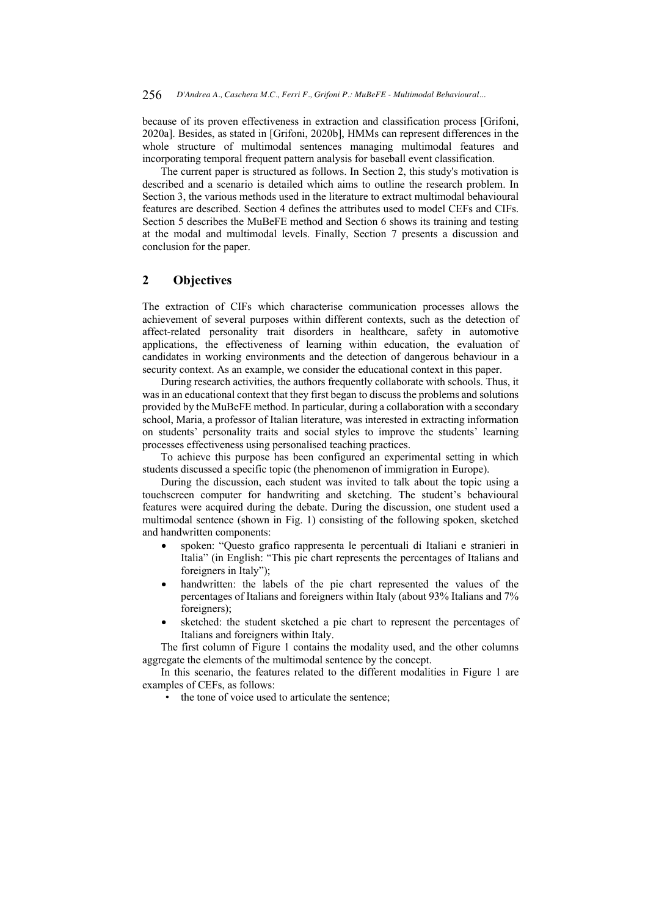because of its proven effectiveness in extraction and classification process [Grifoni, 2020a]. Besides, as stated in [Grifoni, 2020b], HMMs can represent differences in the whole structure of multimodal sentences managing multimodal features and incorporating temporal frequent pattern analysis for baseball event classification.

The current paper is structured as follows. In Section 2, this study's motivation is described and a scenario is detailed which aims to outline the research problem. In Section 3, the various methods used in the literature to extract multimodal behavioural features are described. Section 4 defines the attributes used to model CEFs and CIFs. Section 5 describes the MuBeFE method and Section 6 shows its training and testing at the modal and multimodal levels. Finally, Section 7 presents a discussion and conclusion for the paper.

## 2 Objectives

The extraction of CIFs which characterise communication processes allows the achievement of several purposes within different contexts, such as the detection of affect-related personality trait disorders in healthcare, safety in automotive applications, the effectiveness of learning within education, the evaluation of candidates in working environments and the detection of dangerous behaviour in a security context. As an example, we consider the educational context in this paper.

During research activities, the authors frequently collaborate with schools. Thus, it was in an educational context that they first began to discuss the problems and solutions provided by the MuBeFE method. In particular, during a collaboration with a secondary school, Maria, a professor of Italian literature, was interested in extracting information on students' personality traits and social styles to improve the students' learning processes effectiveness using personalised teaching practices.

To achieve this purpose has been configured an experimental setting in which students discussed a specific topic (the phenomenon of immigration in Europe).

During the discussion, each student was invited to talk about the topic using a touchscreen computer for handwriting and sketching. The student's behavioural features were acquired during the debate. During the discussion, one student used a multimodal sentence (shown in Fig. 1) consisting of the following spoken, sketched and handwritten components:

- spoken: "Questo grafico rappresenta le percentuali di Italiani e stranieri in Italia" (in English: "This pie chart represents the percentages of Italians and foreigners in Italy");
- handwritten: the labels of the pie chart represented the values of the percentages of Italians and foreigners within Italy (about 93% Italians and 7% foreigners);
- sketched: the student sketched a pie chart to represent the percentages of Italians and foreigners within Italy.

The first column of Figure 1 contains the modality used, and the other columns aggregate the elements of the multimodal sentence by the concept.

In this scenario, the features related to the different modalities in Figure 1 are examples of CEFs, as follows:

- the tone of voice used to articulate the sentence;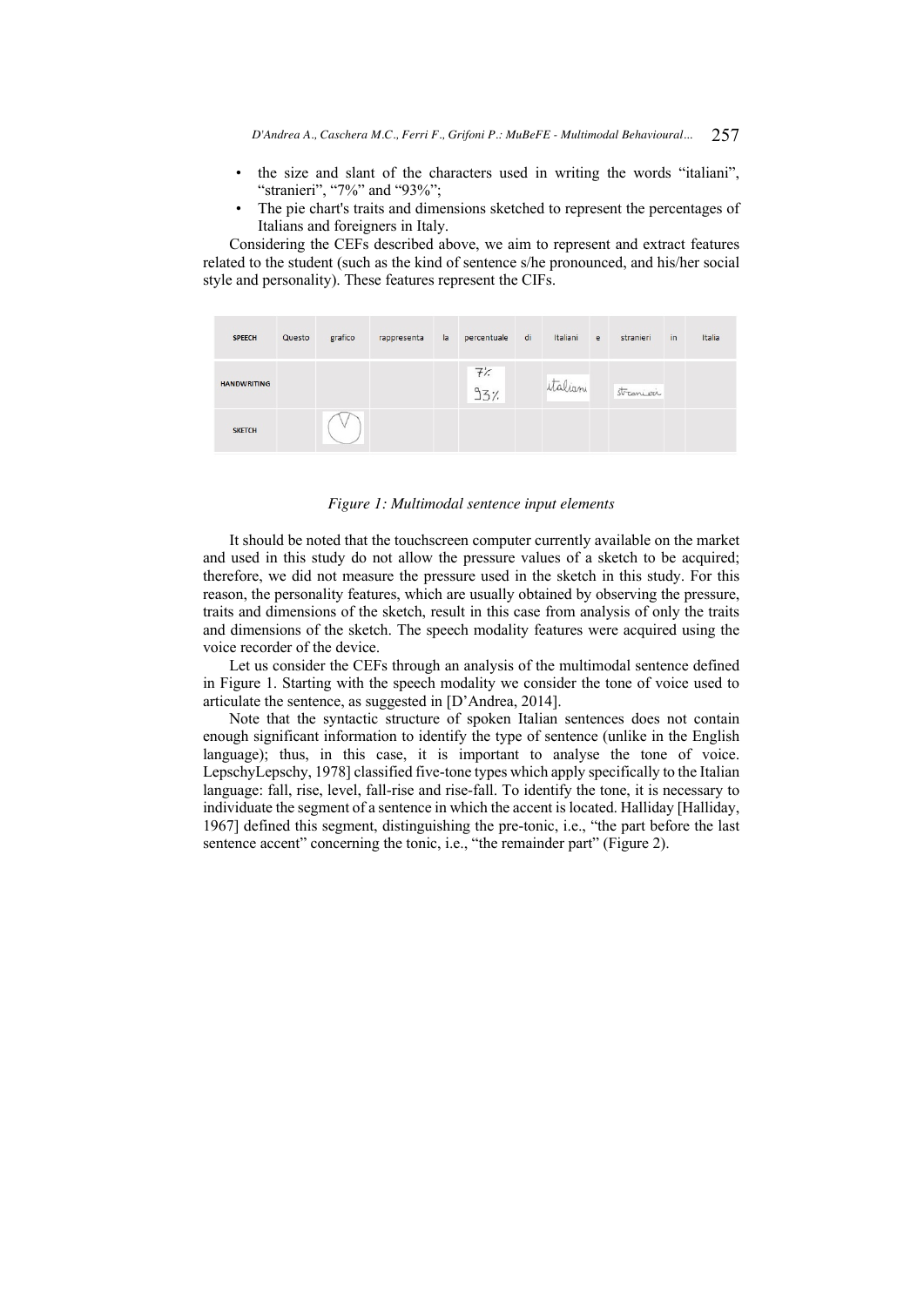- the size and slant of the characters used in writing the words "italiani", "stranieri", "7%" and "93%";
- The pie chart's traits and dimensions sketched to represent the percentages of Italians and foreigners in Italy.

Considering the CEFs described above, we aim to represent and extract features related to the student (such as the kind of sentence s/he pronounced, and his/her social style and personality). These features represent the CIFs.

| SPEECH | Questo | grafico | rappresenta | la | percentuale | di | Italiani | e | stranieri | in | Italia |
|---|---|---|---|---|---|---|---|---|---|---|---|
| HANDWRITING | | | | | 7% 93% | | italiani | | stranieri | | |
| SKETCH | | (pie chart sketch) | | | | | | | | | |

*Figure 1: Multimodal sentence input elements*

It should be noted that the touchscreen computer currently available on the market and used in this study do not allow the pressure values of a sketch to be acquired; therefore, we did not measure the pressure used in the sketch in this study. For this reason, the personality features, which are usually obtained by observing the pressure, traits and dimensions of the sketch, result in this case from analysis of only the traits and dimensions of the sketch. The speech modality features were acquired using the voice recorder of the device.

Let us consider the CEFs through an analysis of the multimodal sentence defined in Figure 1. Starting with the speech modality we consider the tone of voice used to articulate the sentence, as suggested in [D'Andrea, 2014].

Note that the syntactic structure of spoken Italian sentences does not contain enough significant information to identify the type of sentence (unlike in the English language); thus, in this case, it is important to analyse the tone of voice. LepschyLepschy, 1978] classified five-tone types which apply specifically to the Italian language: fall, rise, level, fall-rise and rise-fall. To identify the tone, it is necessary to individuate the segment of a sentence in which the accent is located. Halliday [Halliday, 1967] defined this segment, distinguishing the pre-tonic, i.e., "the part before the last sentence accent" concerning the tonic, i.e., "the remainder part" (Figure 2).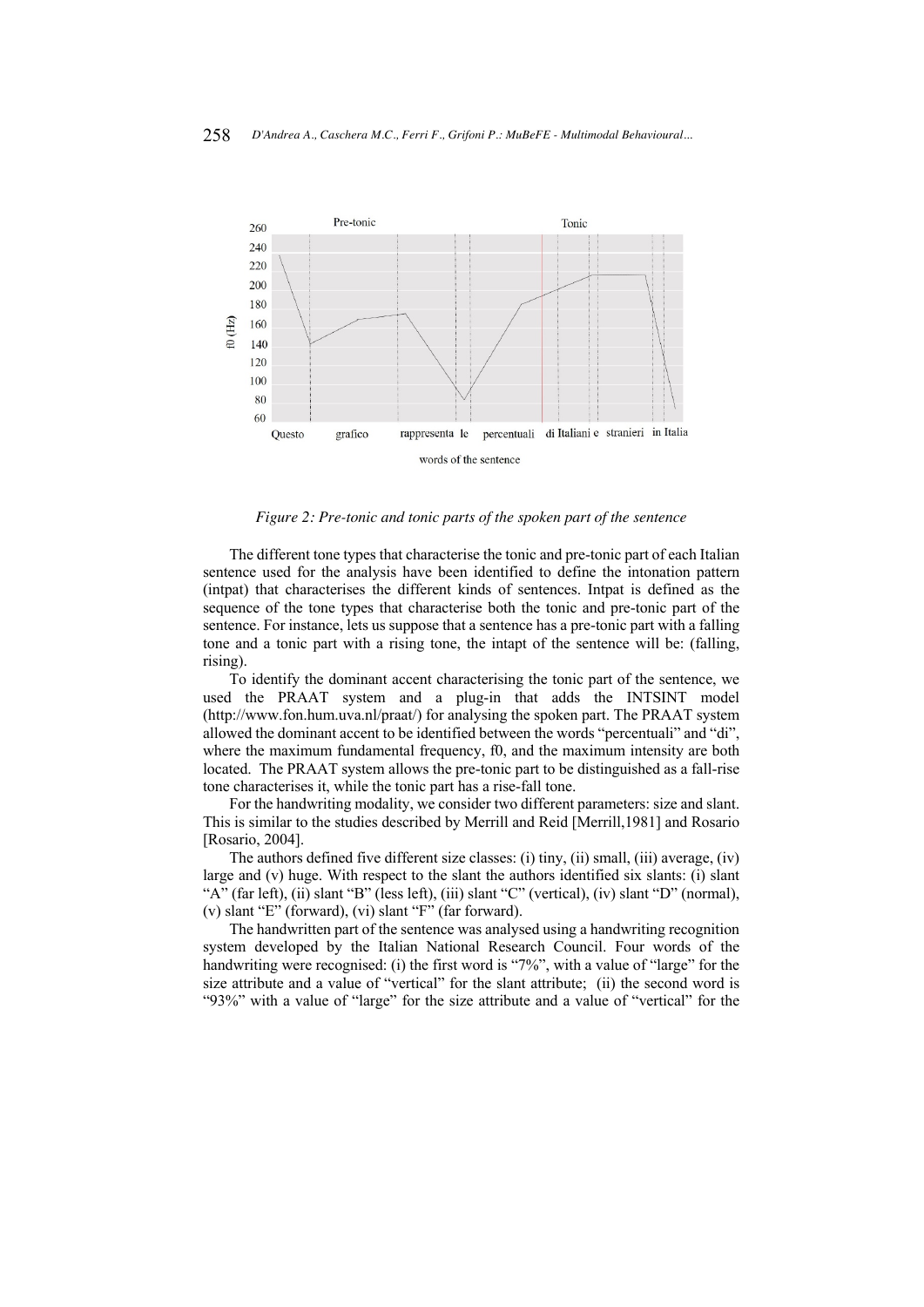*Figure 2: Pre-tonic and tonic parts of the spoken part of the sentence*

The different tone types that characterise the tonic and pre-tonic part of each Italian sentence used for the analysis have been identified to define the intonation pattern (intpat) that characterises the different kinds of sentences. Intpat is defined as the sequence of the tone types that characterise both the tonic and pre-tonic part of the sentence. For instance, lets us suppose that a sentence has a pre-tonic part with a falling tone and a tonic part with a rising tone, the intapt of the sentence will be: (falling, rising).

To identify the dominant accent characterising the tonic part of the sentence, we used the PRAAT system and a plug-in that adds the INTSINT model (http://www.fon.hum.uva.nl/praat/) for analysing the spoken part. The PRAAT system allowed the dominant accent to be identified between the words "percentuali" and "di", where the maximum fundamental frequency, f0, and the maximum intensity are both located. The PRAAT system allows the pre-tonic part to be distinguished as a fall-rise tone characterises it, while the tonic part has a rise-fall tone.

For the handwriting modality, we consider two different parameters: size and slant. This is similar to the studies described by Merrill and Reid [Merrill,1981] and Rosario [Rosario, 2004].

The authors defined five different size classes: (i) tiny, (ii) small, (iii) average, (iv) large and (v) huge. With respect to the slant the authors identified six slants: (i) slant "A" (far left), (ii) slant "B" (less left), (iii) slant "C" (vertical), (iv) slant "D" (normal), (v) slant "E" (forward), (vi) slant "F" (far forward).

The handwritten part of the sentence was analysed using a handwriting recognition system developed by the Italian National Research Council. Four words of the handwriting were recognised: (i) the first word is "7%", with a value of "large" for the size attribute and a value of "vertical" for the slant attribute; (ii) the second word is "93%" with a value of "large" for the size attribute and a value of "vertical" for the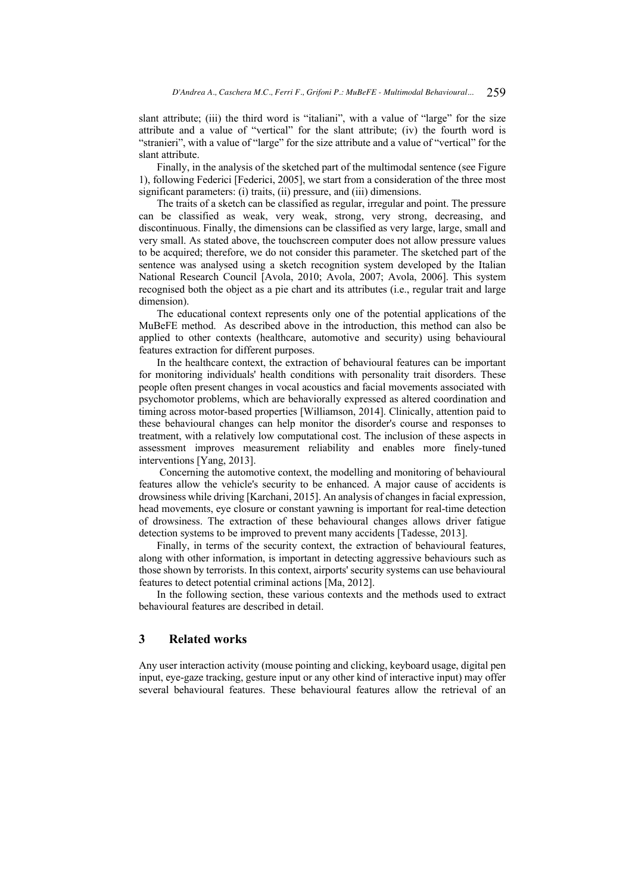slant attribute; (iii) the third word is "italiani", with a value of "large" for the size attribute and a value of "vertical" for the slant attribute; (iv) the fourth word is "stranieri", with a value of "large" for the size attribute and a value of "vertical" for the slant attribute.

Finally, in the analysis of the sketched part of the multimodal sentence (see Figure 1), following Federici [Federici, 2005], we start from a consideration of the three most significant parameters: (i) traits, (ii) pressure, and (iii) dimensions.

The traits of a sketch can be classified as regular, irregular and point. The pressure can be classified as weak, very weak, strong, very strong, decreasing, and discontinuous. Finally, the dimensions can be classified as very large, large, small and very small. As stated above, the touchscreen computer does not allow pressure values to be acquired; therefore, we do not consider this parameter. The sketched part of the sentence was analysed using a sketch recognition system developed by the Italian National Research Council [Avola, 2010; Avola, 2007; Avola, 2006]. This system recognised both the object as a pie chart and its attributes (i.e., regular trait and large dimension).

The educational context represents only one of the potential applications of the MuBeFE method. As described above in the introduction, this method can also be applied to other contexts (healthcare, automotive and security) using behavioural features extraction for different purposes.

In the healthcare context, the extraction of behavioural features can be important for monitoring individuals' health conditions with personality trait disorders. These people often present changes in vocal acoustics and facial movements associated with psychomotor problems, which are behaviorally expressed as altered coordination and timing across motor-based properties [Williamson, 2014]. Clinically, attention paid to these behavioural changes can help monitor the disorder's course and responses to treatment, with a relatively low computational cost. The inclusion of these aspects in assessment improves measurement reliability and enables more finely-tuned interventions [Yang, 2013].

Concerning the automotive context, the modelling and monitoring of behavioural features allow the vehicle's security to be enhanced. A major cause of accidents is drowsiness while driving [Karchani, 2015]. An analysis of changes in facial expression, head movements, eye closure or constant yawning is important for real-time detection of drowsiness. The extraction of these behavioural changes allows driver fatigue detection systems to be improved to prevent many accidents [Tadesse, 2013].

Finally, in terms of the security context, the extraction of behavioural features, along with other information, is important in detecting aggressive behaviours such as those shown by terrorists. In this context, airports' security systems can use behavioural features to detect potential criminal actions [Ma, 2012].

In the following section, these various contexts and the methods used to extract behavioural features are described in detail.

## 3 Related works

Any user interaction activity (mouse pointing and clicking, keyboard usage, digital pen input, eye-gaze tracking, gesture input or any other kind of interactive input) may offer several behavioural features. These behavioural features allow the retrieval of an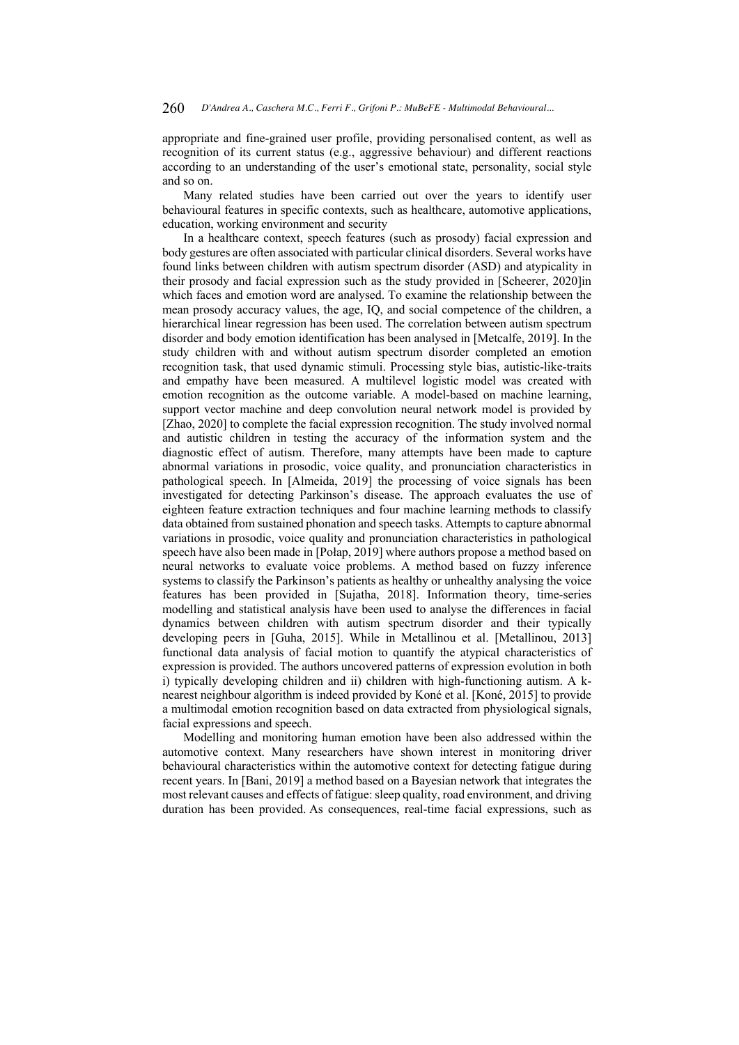appropriate and fine-grained user profile, providing personalised content, as well as recognition of its current status (e.g., aggressive behaviour) and different reactions according to an understanding of the user's emotional state, personality, social style and so on.

Many related studies have been carried out over the years to identify user behavioural features in specific contexts, such as healthcare, automotive applications, education, working environment and security

In a healthcare context, speech features (such as prosody) facial expression and body gestures are often associated with particular clinical disorders. Several works have found links between children with autism spectrum disorder (ASD) and atypicality in their prosody and facial expression such as the study provided in [Scheerer, 2020]in which faces and emotion word are analysed. To examine the relationship between the mean prosody accuracy values, the age, IQ, and social competence of the children, a hierarchical linear regression has been used. The correlation between autism spectrum disorder and body emotion identification has been analysed in [Metcalfe, 2019]. In the study children with and without autism spectrum disorder completed an emotion recognition task, that used dynamic stimuli. Processing style bias, autistic-like-traits and empathy have been measured. A multilevel logistic model was created with emotion recognition as the outcome variable. A model-based on machine learning, support vector machine and deep convolution neural network model is provided by [Zhao, 2020] to complete the facial expression recognition. The study involved normal and autistic children in testing the accuracy of the information system and the diagnostic effect of autism. Therefore, many attempts have been made to capture abnormal variations in prosodic, voice quality, and pronunciation characteristics in pathological speech. In [Almeida, 2019] the processing of voice signals has been investigated for detecting Parkinson's disease. The approach evaluates the use of eighteen feature extraction techniques and four machine learning methods to classify data obtained from sustained phonation and speech tasks. Attempts to capture abnormal variations in prosodic, voice quality and pronunciation characteristics in pathological speech have also been made in [Połap, 2019] where authors propose a method based on neural networks to evaluate voice problems. A method based on fuzzy inference systems to classify the Parkinson's patients as healthy or unhealthy analysing the voice features has been provided in [Sujatha, 2018]. Information theory, time-series modelling and statistical analysis have been used to analyse the differences in facial dynamics between children with autism spectrum disorder and their typically developing peers in [Guha, 2015]. While in Metallinou et al. [Metallinou, 2013] functional data analysis of facial motion to quantify the atypical characteristics of expression is provided. The authors uncovered patterns of expression evolution in both i) typically developing children and ii) children with high-functioning autism. A k-nearest neighbour algorithm is indeed provided by Koné et al. [Koné, 2015] to provide a multimodal emotion recognition based on data extracted from physiological signals, facial expressions and speech.

Modelling and monitoring human emotion have been also addressed within the automotive context. Many researchers have shown interest in monitoring driver behavioural characteristics within the automotive context for detecting fatigue during recent years. In [Bani, 2019] a method based on a Bayesian network that integrates the most relevant causes and effects of fatigue: sleep quality, road environment, and driving duration has been provided. As consequences, real-time facial expressions, such as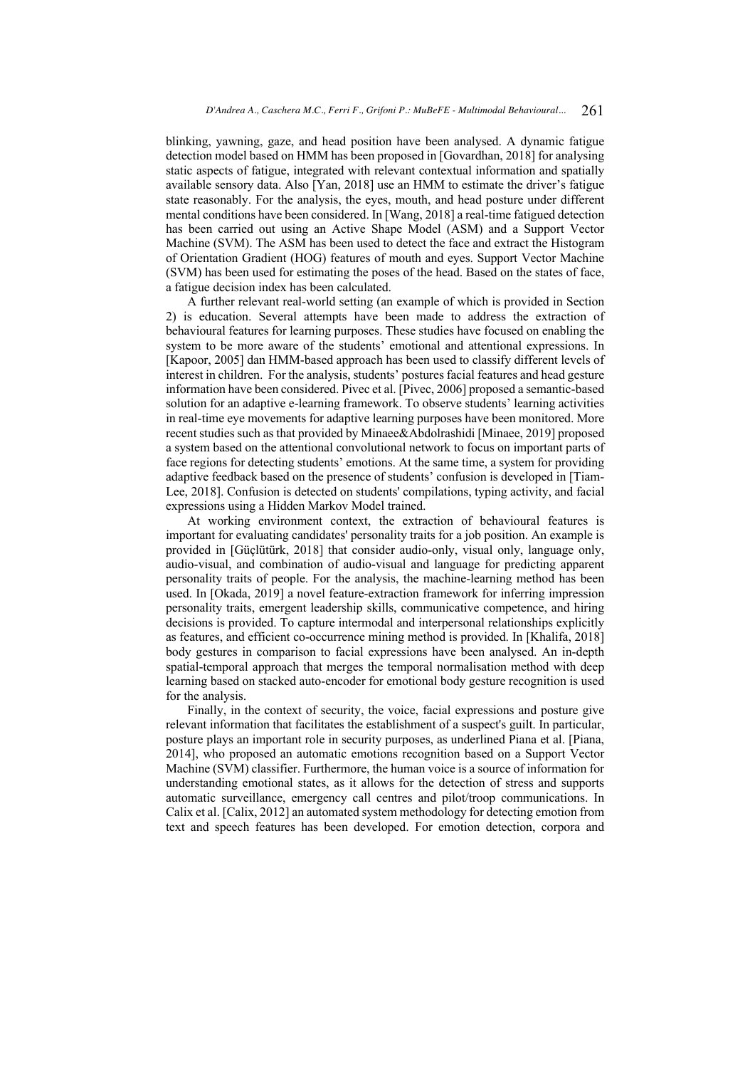blinking, yawning, gaze, and head position have been analysed. A dynamic fatigue detection model based on HMM has been proposed in [Govardhan, 2018] for analysing static aspects of fatigue, integrated with relevant contextual information and spatially available sensory data. Also [Yan, 2018] use an HMM to estimate the driver's fatigue state reasonably. For the analysis, the eyes, mouth, and head posture under different mental conditions have been considered. In [Wang, 2018] a real-time fatigued detection has been carried out using an Active Shape Model (ASM) and a Support Vector Machine (SVM). The ASM has been used to detect the face and extract the Histogram of Orientation Gradient (HOG) features of mouth and eyes. Support Vector Machine (SVM) has been used for estimating the poses of the head. Based on the states of face, a fatigue decision index has been calculated.

A further relevant real-world setting (an example of which is provided in Section 2) is education. Several attempts have been made to address the extraction of behavioural features for learning purposes. These studies have focused on enabling the system to be more aware of the students' emotional and attentional expressions. In [Kapoor, 2005] dan HMM-based approach has been used to classify different levels of interest in children. For the analysis, students' postures facial features and head gesture information have been considered. Pivec et al. [Pivec, 2006] proposed a semantic-based solution for an adaptive e-learning framework. To observe students' learning activities in real-time eye movements for adaptive learning purposes have been monitored. More recent studies such as that provided by Minaee&Abdolrashidi [Minaee, 2019] proposed a system based on the attentional convolutional network to focus on important parts of face regions for detecting students' emotions. At the same time, a system for providing adaptive feedback based on the presence of students' confusion is developed in [Tiam-Lee, 2018]. Confusion is detected on students' compilations, typing activity, and facial expressions using a Hidden Markov Model trained.

At working environment context, the extraction of behavioural features is important for evaluating candidates' personality traits for a job position. An example is provided in [Güçlütürk, 2018] that consider audio-only, visual only, language only, audio-visual, and combination of audio-visual and language for predicting apparent personality traits of people. For the analysis, the machine-learning method has been used. In [Okada, 2019] a novel feature-extraction framework for inferring impression personality traits, emergent leadership skills, communicative competence, and hiring decisions is provided. To capture intermodal and interpersonal relationships explicitly as features, and efficient co-occurrence mining method is provided. In [Khalifa, 2018] body gestures in comparison to facial expressions have been analysed. An in-depth spatial-temporal approach that merges the temporal normalisation method with deep learning based on stacked auto-encoder for emotional body gesture recognition is used for the analysis.

Finally, in the context of security, the voice, facial expressions and posture give relevant information that facilitates the establishment of a suspect's guilt. In particular, posture plays an important role in security purposes, as underlined Piana et al. [Piana, 2014], who proposed an automatic emotions recognition based on a Support Vector Machine (SVM) classifier. Furthermore, the human voice is a source of information for understanding emotional states, as it allows for the detection of stress and supports automatic surveillance, emergency call centres and pilot/troop communications. In Calix et al. [Calix, 2012] an automated system methodology for detecting emotion from text and speech features has been developed. For emotion detection, corpora and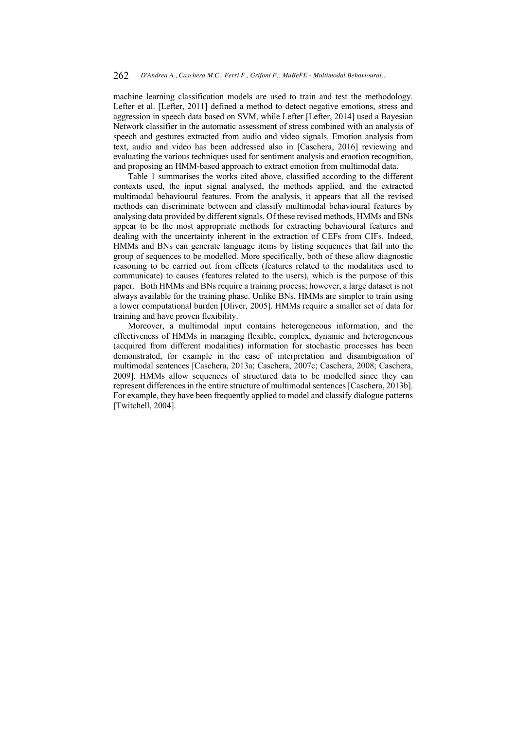machine learning classification models are used to train and test the methodology. Lefter et al. [Lefter, 2011] defined a method to detect negative emotions, stress and aggression in speech data based on SVM, while Lefter [Lefter, 2014] used a Bayesian Network classifier in the automatic assessment of stress combined with an analysis of speech and gestures extracted from audio and video signals. Emotion analysis from text, audio and video has been addressed also in [Caschera, 2016] reviewing and evaluating the various techniques used for sentiment analysis and emotion recognition, and proposing an HMM-based approach to extract emotion from multimodal data.

Table 1 summarises the works cited above, classified according to the different contexts used, the input signal analysed, the methods applied, and the extracted multimodal behavioural features. From the analysis, it appears that all the revised methods can discriminate between and classify multimodal behavioural features by analysing data provided by different signals. Of these revised methods, HMMs and BNs appear to be the most appropriate methods for extracting behavioural features and dealing with the uncertainty inherent in the extraction of CEFs from CIFs. Indeed, HMMs and BNs can generate language items by listing sequences that fall into the group of sequences to be modelled. More specifically, both of these allow diagnostic reasoning to be carried out from effects (features related to the modalities used to communicate) to causes (features related to the users), which is the purpose of this paper. Both HMMs and BNs require a training process; however, a large dataset is not always available for the training phase. Unlike BNs, HMMs are simpler to train using a lower computational burden [Oliver, 2005]. HMMs require a smaller set of data for training and have proven flexibility.

Moreover, a multimodal input contains heterogeneous information, and the effectiveness of HMMs in managing flexible, complex, dynamic and heterogeneous (acquired from different modalities) information for stochastic processes has been demonstrated, for example in the case of interpretation and disambiguation of multimodal sentences [Caschera, 2013a; Caschera, 2007c; Caschera, 2008; Caschera, 2009]. HMMs allow sequences of structured data to be modelled since they can represent differences in the entire structure of multimodal sentences [Caschera, 2013b]. For example, they have been frequently applied to model and classify dialogue patterns [Twitchell, 2004].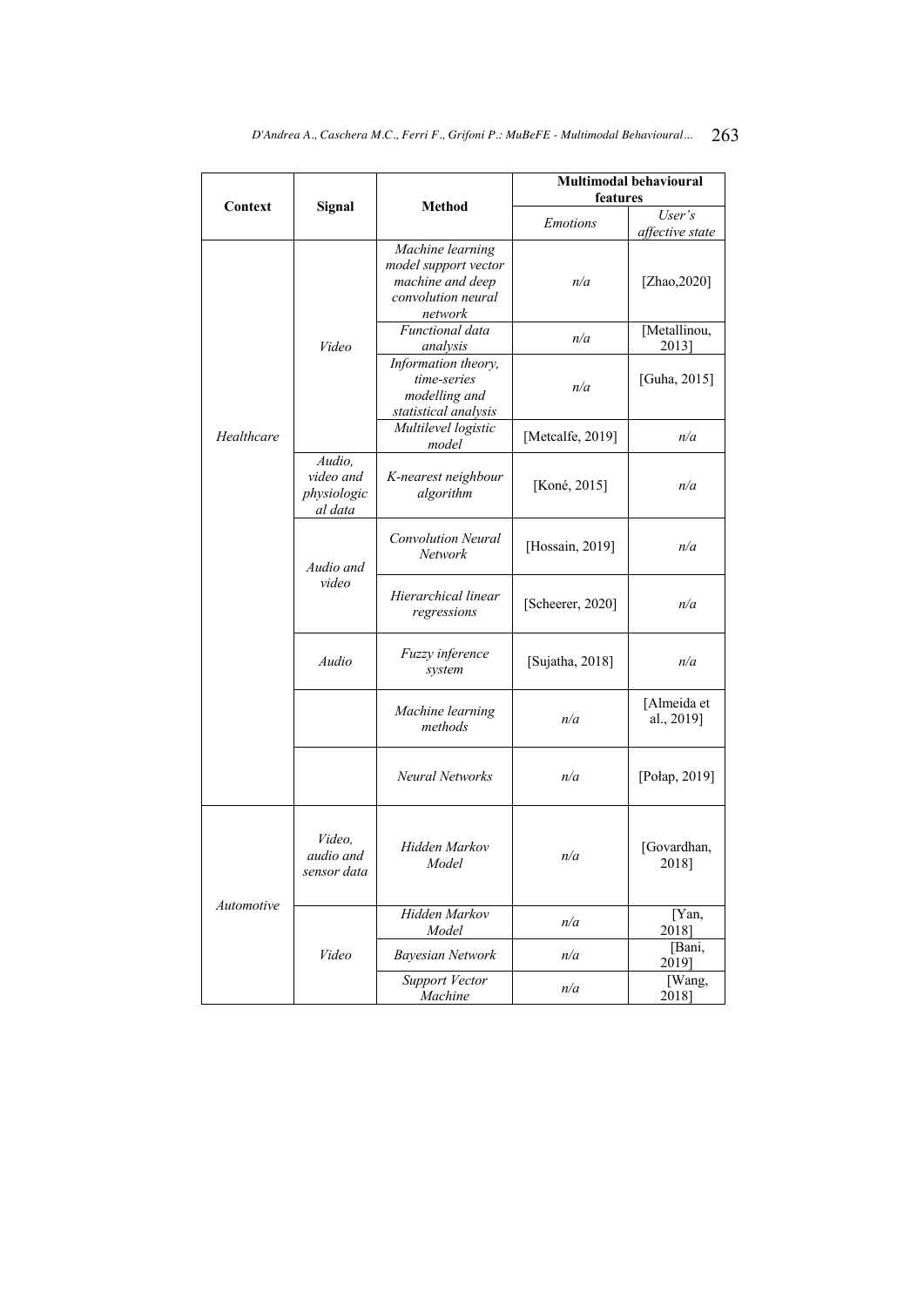| Context | Signal | Method | Multimodal behavioural features | |
|---|---|---|---|---|
| | | | *Emotions* | *User's affective state* |
| *Healthcare* | *Video* | *Machine learning model support vector machine and deep convolution neural network* | *n/a* | [Zhao,2020] |
| | | *Functional data analysis* | *n/a* | [Metallinou, 2013] |
| | | *Information theory, time-series modelling and statistical analysis* | *n/a* | [Guha, 2015] |
| | | *Multilevel logistic model* | [Metcalfe, 2019] | *n/a* |
| | *Audio, video and physiological data* | *K-nearest neighbour algorithm* | [Koné, 2015] | *n/a* |
| | *Audio and video* | *Convolution Neural Network* | [Hossain, 2019] | *n/a* |
| | | *Hierarchical linear regressions* | [Scheerer, 2020] | *n/a* |
| | *Audio* | *Fuzzy inference system* | [Sujatha, 2018] | *n/a* |
| | | *Machine learning methods* | *n/a* | [Almeida et al., 2019] |
| | | *Neural Networks* | *n/a* | [Połap, 2019] |
| *Automotive* | *Video, audio and sensor data* | *Hidden Markov Model* | *n/a* | [Govardhan, 2018] |
| | *Video* | *Hidden Markov Model* | *n/a* | [Yan, 2018] |
| | | *Bayesian Network* | *n/a* | [Bani, 2019] |
| | | *Support Vector Machine* | *n/a* | [Wang, 2018] |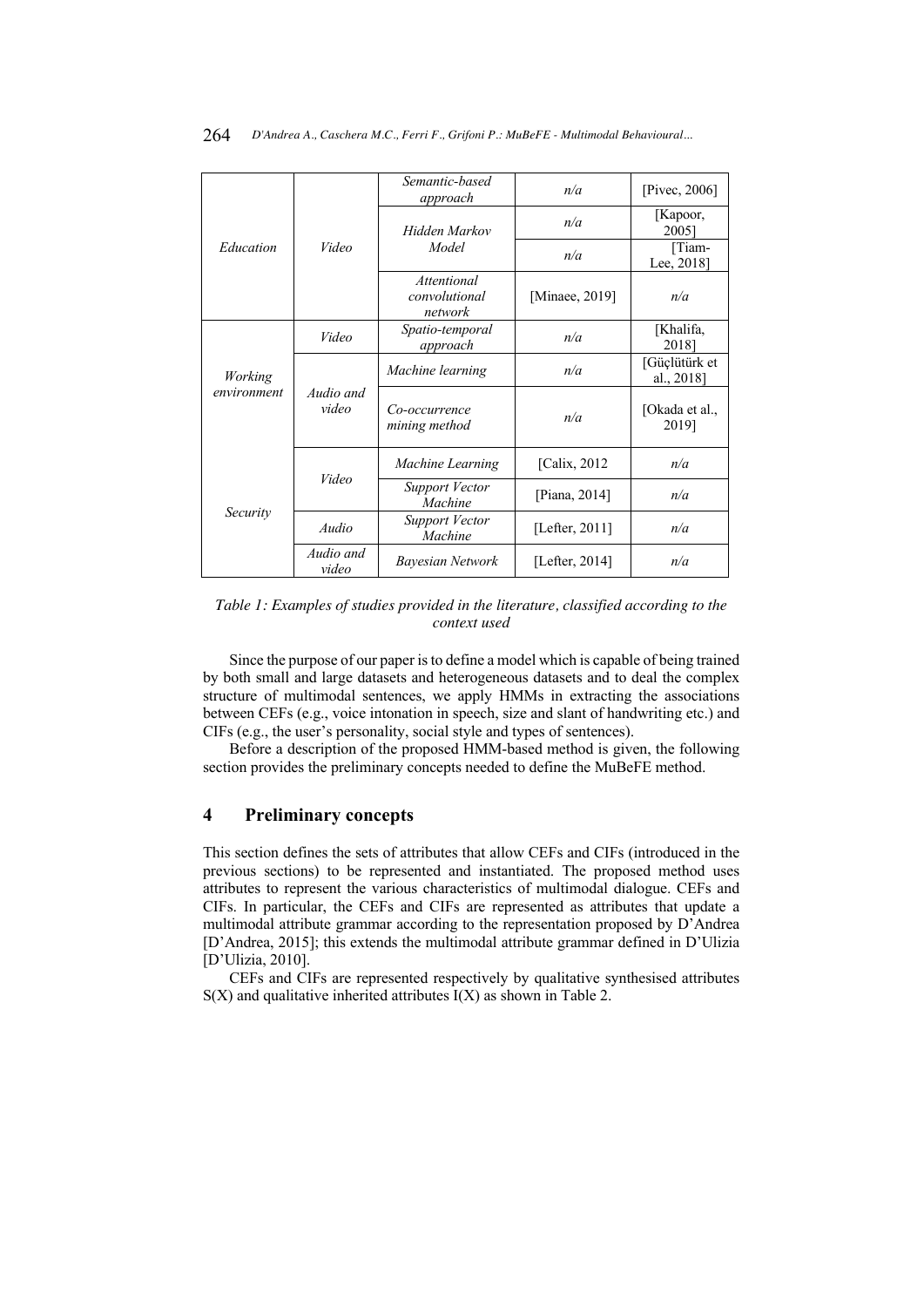| | | | | |
|---|---|---|---|---|
| *Education* | *Video* | *Semantic-based approach* | *n/a* | [Pivec, 2006] |
| | | *Hidden Markov Model* | *n/a* | [Kapoor, 2005] |
| | | | *n/a* | [Tiam-Lee, 2018] |
| | | *Attentional convolutional network* | [Minaee, 2019] | *n/a* |
| *Working environment* | *Video* | *Spatio-temporal approach* | *n/a* | [Khalifa, 2018] |
| | *Audio and video* | *Machine learning* | *n/a* | [Güçlütürk et al., 2018] |
| | | *Co-occurrence mining method* | *n/a* | [Okada et al., 2019] |
| *Security* | *Video* | *Machine Learning* | [Calix, 2012 | *n/a* |
| | | *Support Vector Machine* | [Piana, 2014] | *n/a* |
| | *Audio* | *Support Vector Machine* | [Lefter, 2011] | *n/a* |
| | *Audio and video* | *Bayesian Network* | [Lefter, 2014] | *n/a* |

*Table 1: Examples of studies provided in the literature, classified according to the context used*

Since the purpose of our paper is to define a model which is capable of being trained by both small and large datasets and heterogeneous datasets and to deal the complex structure of multimodal sentences, we apply HMMs in extracting the associations between CEFs (e.g., voice intonation in speech, size and slant of handwriting etc.) and CIFs (e.g., the user's personality, social style and types of sentences).

Before a description of the proposed HMM-based method is given, the following section provides the preliminary concepts needed to define the MuBeFE method.

## 4 Preliminary concepts

This section defines the sets of attributes that allow CEFs and CIFs (introduced in the previous sections) to be represented and instantiated. The proposed method uses attributes to represent the various characteristics of multimodal dialogue. CEFs and CIFs. In particular, the CEFs and CIFs are represented as attributes that update a multimodal attribute grammar according to the representation proposed by D'Andrea [D'Andrea, 2015]; this extends the multimodal attribute grammar defined in D'Ulizia [D'Ulizia, 2010].

CEFs and CIFs are represented respectively by qualitative synthesised attributes S(X) and qualitative inherited attributes I(X) as shown in Table 2.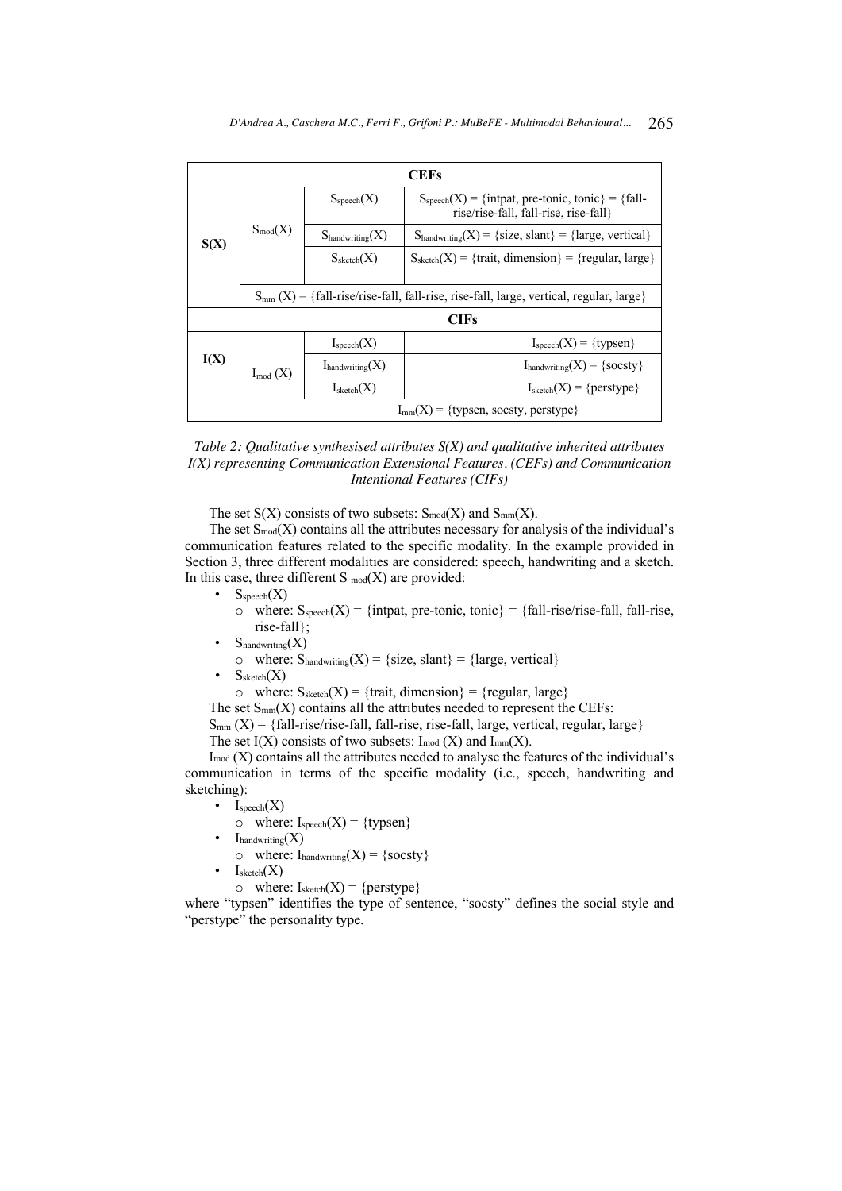| CEFs | | | |
|---|---|---|---|
| S(X) | $S_{mod}(X)$ | $S_{speech}(X)$ | $S_{speech}(X)$ = {intpat, pre-tonic, tonic} = {fall-rise/rise-fall, fall-rise, rise-fall} |
| | | $S_{handwriting}(X)$ | $S_{handwriting}(X)$ = {size, slant} = {large, vertical} |
| | | $S_{sketch}(X)$ | $S_{sketch}(X)$ = {trait, dimension} = {regular, large} |
| | $S_{mm}(X)$ = {fall-rise/rise-fall, fall-rise, rise-fall, large, vertical, regular, large} | | |
| **CIFs** | | | |
| I(X) | $I_{mod}(X)$ | $I_{speech}(X)$ | $I_{speech}(X)$ = {typsen} |
| | | $I_{handwriting}(X)$ | $I_{handwriting}(X)$ = {socsty} |
| | | $I_{sketch}(X)$ | $I_{sketch}(X)$ = {perstype} |
| | $I_{mm}(X)$ = {typsen, socsty, perstype} | | |

*Table 2: Qualitative synthesised attributes S(X) and qualitative inherited attributes I(X) representing Communication Extensional Features. (CEFs) and Communication Intentional Features (CIFs)*

The set S(X) consists of two subsets: $S_{mod}(X)$ and $S_{mm}(X)$.

The set $S_{mod}(X)$ contains all the attributes necessary for analysis of the individual's communication features related to the specific modality. In the example provided in Section 3, three different modalities are considered: speech, handwriting and a sketch. In this case, three different $S_{mod}(X)$ are provided:

- $S_{speech}(X)$
  - where: $S_{speech}(X)$ = {intpat, pre-tonic, tonic} = {fall-rise/rise-fall, fall-rise, rise-fall};
- $S_{handwriting}(X)$
  - where: $S_{handwriting}(X)$ = {size, slant} = {large, vertical}
- $S_{sketch}(X)$
  - where: $S_{sketch}(X)$ = {trait, dimension} = {regular, large}

The set $S_{mm}(X)$ contains all the attributes needed to represent the CEFs:

$S_{mm}(X)$ = {fall-rise/rise-fall, fall-rise, rise-fall, large, vertical, regular, large}

The set I(X) consists of two subsets: $I_{mod}(X)$ and $I_{mm}(X)$.

$I_{mod}(X)$ contains all the attributes needed to analyse the features of the individual's communication in terms of the specific modality (i.e., speech, handwriting and sketching):

- $I_{speech}(X)$
  - where: $I_{speech}(X)$ = {typsen}
- $I_{handwriting}(X)$
  - where: $I_{handwriting}(X)$ = {socsty}
- $I_{sketch}(X)$
  - where: $I_{sketch}(X)$ = {perstype}

where "typsen" identifies the type of sentence, "socsty" defines the social style and "perstype" the personality type.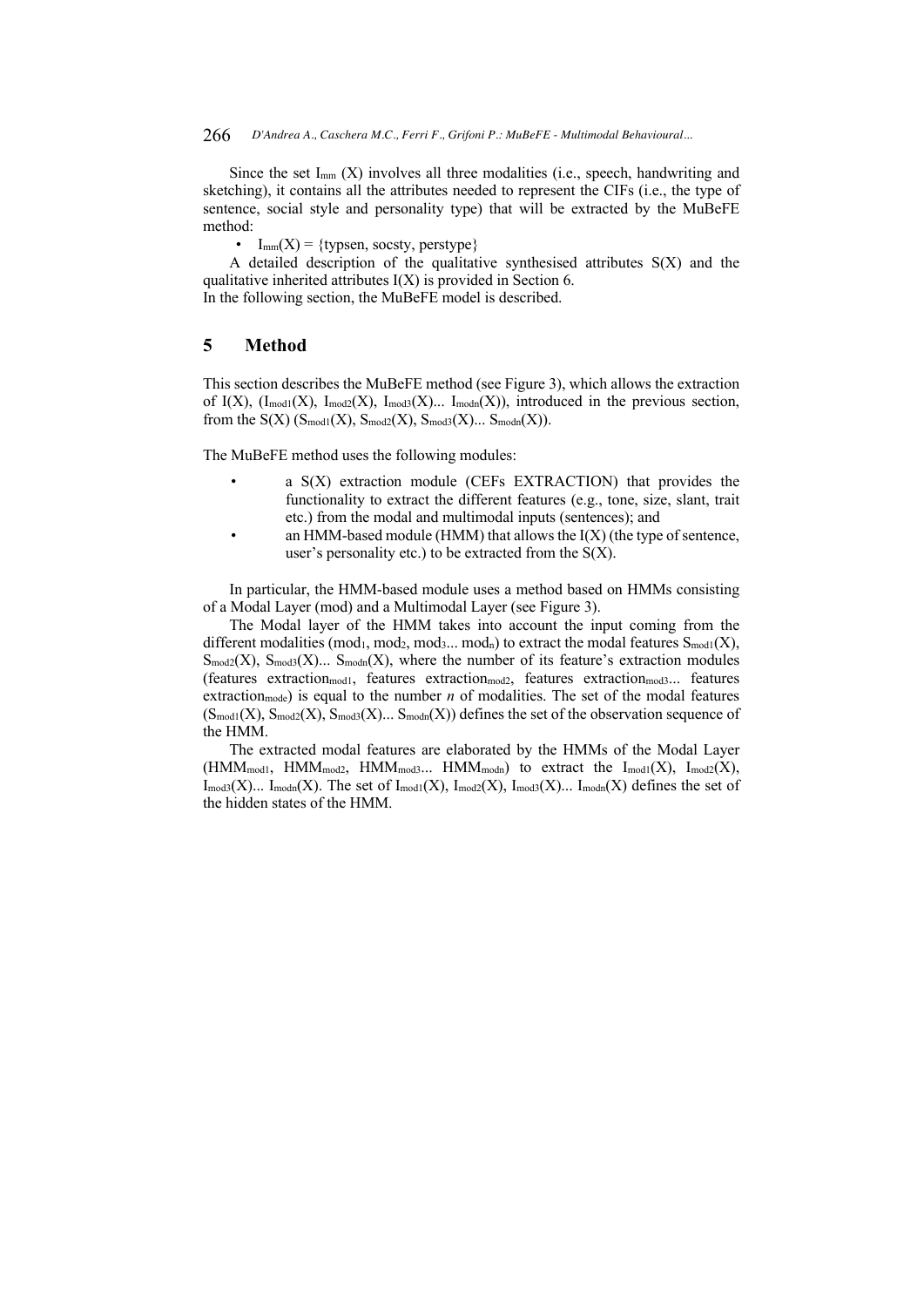Since the set $I_{mm}$ (X) involves all three modalities (i.e., speech, handwriting and sketching), it contains all the attributes needed to represent the CIFs (i.e., the type of sentence, social style and personality type) that will be extracted by the MuBeFE method:

- $I_{mm}(X)$ = {typsen, socsty, perstype}

A detailed description of the qualitative synthesised attributes S(X) and the qualitative inherited attributes I(X) is provided in Section 6.
In the following section, the MuBeFE model is described.

## 5 Method

This section describes the MuBeFE method (see Figure 3), which allows the extraction of I(X), ($I_{mod1}(X)$, $I_{mod2}(X)$, $I_{mod3}(X)$... $I_{modn}(X)$), introduced in the previous section, from the S(X) ($S_{mod1}(X)$, $S_{mod2}(X)$, $S_{mod3}(X)$... $S_{modn}(X)$).

The MuBeFE method uses the following modules:

- a S(X) extraction module (CEFs EXTRACTION) that provides the functionality to extract the different features (e.g., tone, size, slant, trait etc.) from the modal and multimodal inputs (sentences); and
- an HMM-based module (HMM) that allows the I(X) (the type of sentence, user's personality etc.) to be extracted from the S(X).

In particular, the HMM-based module uses a method based on HMMs consisting of a Modal Layer (mod) and a Multimodal Layer (see Figure 3).

The Modal layer of the HMM takes into account the input coming from the different modalities ($mod_1$, $mod_2$, $mod_3$... $mod_n$) to extract the modal features $S_{mod1}(X)$, $S_{mod2}(X)$, $S_{mod3}(X)$... $S_{modn}(X)$, where the number of its feature's extraction modules (features $extraction_{mod1}$, features $extraction_{mod2}$, features $extraction_{mod3}$... features $extraction_{mode}$) is equal to the number *n* of modalities. The set of the modal features ($S_{mod1}(X)$, $S_{mod2}(X)$, $S_{mod3}(X)$... $S_{modn}(X)$) defines the set of the observation sequence of the HMM.

The extracted modal features are elaborated by the HMMs of the Modal Layer ($HMM_{mod1}$, $HMM_{mod2}$, $HMM_{mod3}$... $HMM_{modn}$) to extract the $I_{mod1}(X)$, $I_{mod2}(X)$, $I_{mod3}(X)$... $I_{modn}(X)$. The set of $I_{mod1}(X)$, $I_{mod2}(X)$, $I_{mod3}(X)$... $I_{modn}(X)$ defines the set of the hidden states of the HMM.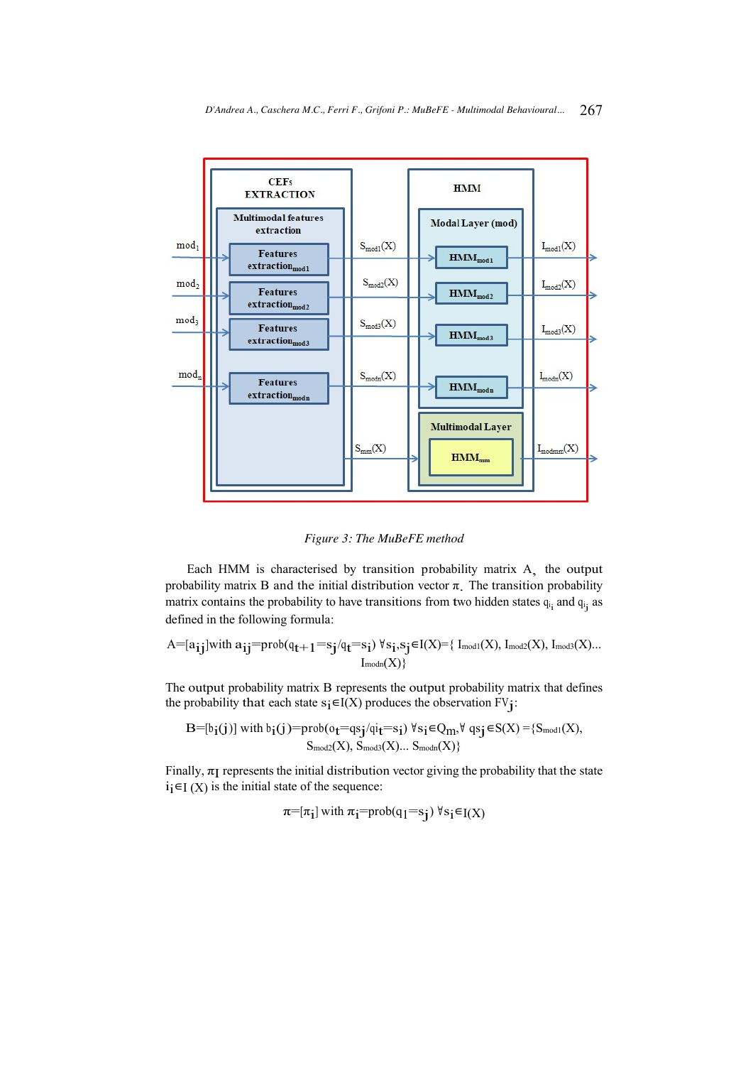Figure 3: The MuBeFE method

Each HMM is characterised by transition probability matrix A, the output probability matrix B and the initial distribution vector $\pi$. The transition probability matrix contains the probability to have transitions from two hidden states $q_{i_i}$ and $q_{i_j}$ as defined in the following formula:

$$A=[a_{ij}] \text{with } a_{ij}=\text{prob}(q_{t+1}=s_j/q_t=s_i)\ \forall s_i,s_j \in I(X)=\{I_{mod1}(X), I_{mod2}(X), I_{mod3}(X)\ldots I_{modn}(X)\}$$

The output probability matrix B represents the output probability matrix that defines the probability that each state $s_i \in I(X)$ produces the observation $FV_j$:

$$B=[b_i(j)] \text{ with } b_i(j)=\text{prob}(o_t=qs_j/q_{i_t}=s_i)\ \forall s_i \in Q_m, \forall\ qs_j \in S(X)=\{S_{mod1}(X), S_{mod2}(X), S_{mod3}(X)\ldots S_{modn}(X)\}$$

Finally, $\pi_I$ represents the initial distribution vector giving the probability that the state $i_i \in I\ (X)$ is the initial state of the sequence:

$$\pi=[\pi_i] \text{ with } \pi_i=\text{prob}(q_1=s_j)\ \forall s_i \in I(X)$$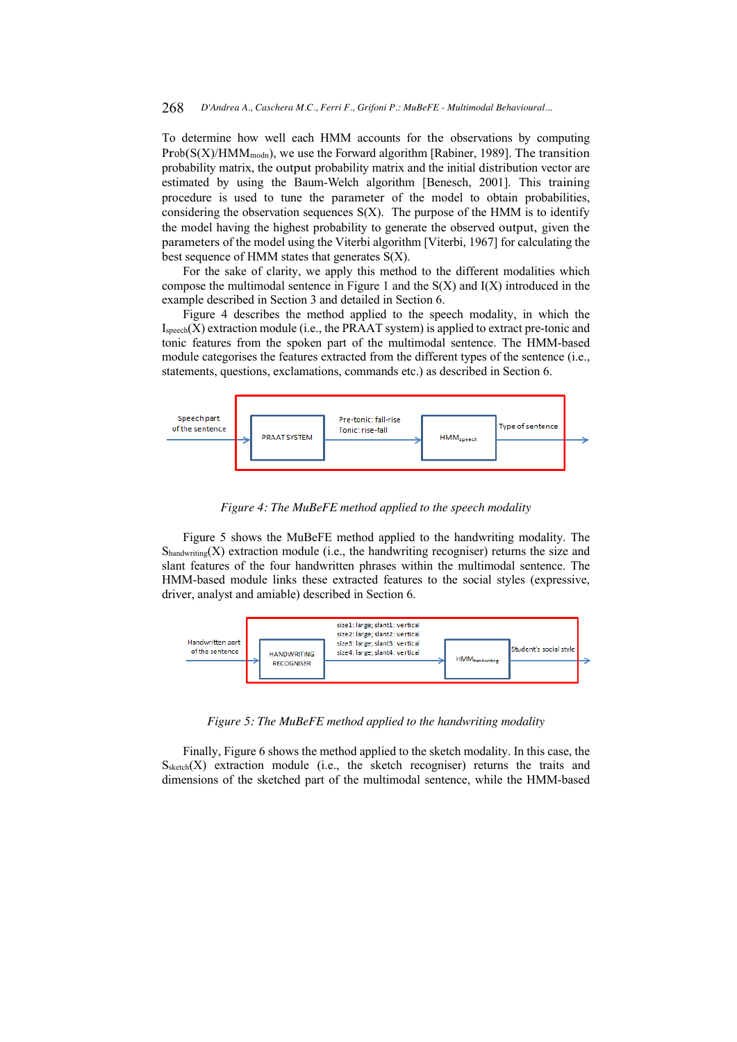To determine how well each HMM accounts for the observations by computing $\text{Prob}(S(X)/HMM_{modn})$, we use the Forward algorithm [Rabiner, 1989]. The transition probability matrix, the output probability matrix and the initial distribution vector are estimated by using the Baum-Welch algorithm [Benesch, 2001]. This training procedure is used to tune the parameter of the model to obtain probabilities, considering the observation sequences S(X). The purpose of the HMM is to identify the model having the highest probability to generate the observed output, given the parameters of the model using the Viterbi algorithm [Viterbi, 1967] for calculating the best sequence of HMM states that generates S(X).

For the sake of clarity, we apply this method to the different modalities which compose the multimodal sentence in Figure 1 and the S(X) and I(X) introduced in the example described in Section 3 and detailed in Section 6.

Figure 4 describes the method applied to the speech modality, in which the $I_{speech}(X)$ extraction module (i.e., the PRAAT system) is applied to extract pre-tonic and tonic features from the spoken part of the multimodal sentence. The HMM-based module categorises the features extracted from the different types of the sentence (i.e., statements, questions, exclamations, commands etc.) as described in Section 6.

Speech part of the sentence → PRAAT SYSTEM → Pre-tonic: fall-rise / Tonic: rise-fall → $HMM_{speech}$ → Type of sentence

*Figure 4: The MuBeFE method applied to the speech modality*

Figure 5 shows the MuBeFE method applied to the handwriting modality. The $S_{handwriting}(X)$ extraction module (i.e., the handwriting recogniser) returns the size and slant features of the four handwritten phrases within the multimodal sentence. The HMM-based module links these extracted features to the social styles (expressive, driver, analyst and amiable) described in Section 6.

Handwritten part of the sentence → HANDWRITING RECOGNISER → size1: large; slant1: vertical / size2: large; slant2: vertical / size3: large; slant3: vertical / size4: large; slant4: vertical → $HMM_{handwriting}$ → Student's social style

*Figure 5: The MuBeFE method applied to the handwriting modality*

Finally, Figure 6 shows the method applied to the sketch modality. In this case, the $S_{sketch}(X)$ extraction module (i.e., the sketch recogniser) returns the traits and dimensions of the sketched part of the multimodal sentence, while the HMM-based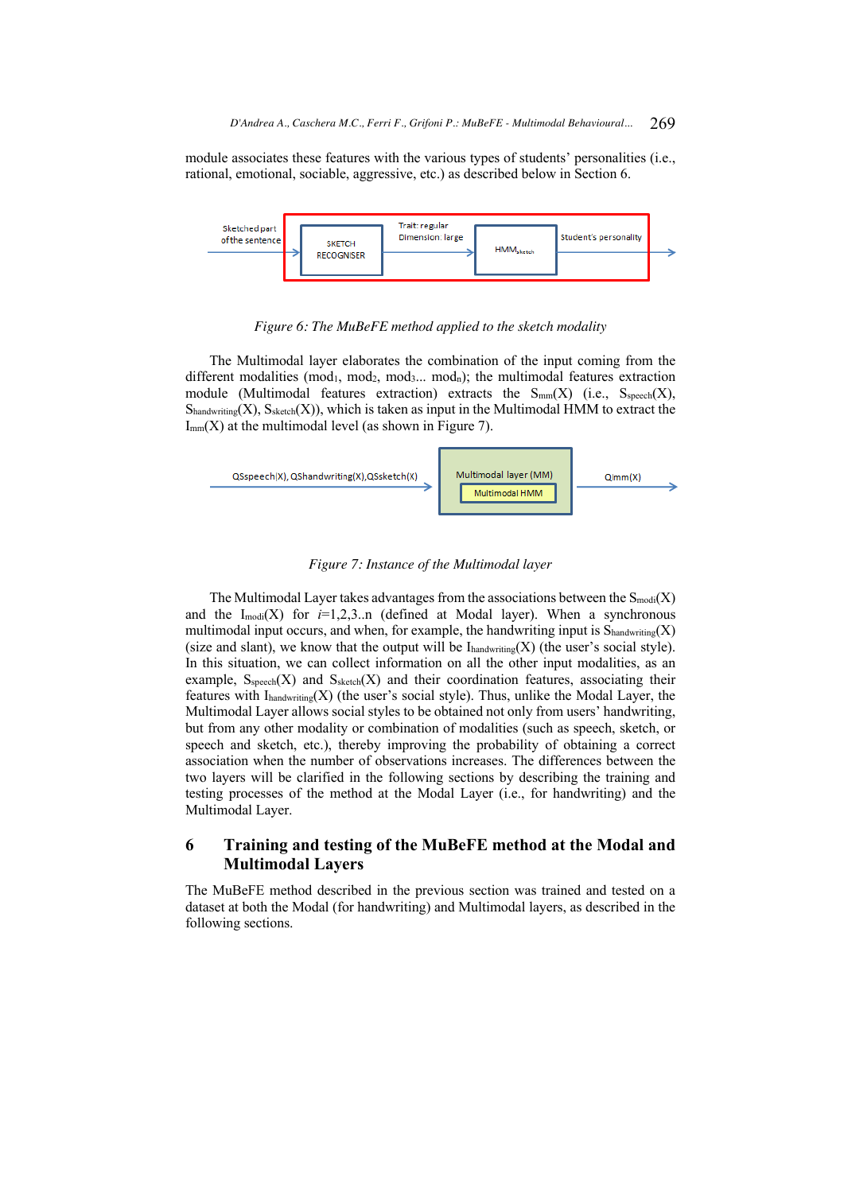module associates these features with the various types of students' personalities (i.e., rational, emotional, sociable, aggressive, etc.) as described below in Section 6.

Figure 6: The MuBeFE method applied to the sketch modality

The Multimodal layer elaborates the combination of the input coming from the different modalities ($mod_1$, $mod_2$, $mod_3$... $mod_n$); the multimodal features extraction module (Multimodal features extraction) extracts the $S_{mm}(X)$ (i.e., $S_{speech}(X)$, $S_{handwriting}(X)$, $S_{sketch}(X)$), which is taken as input in the Multimodal HMM to extract the $I_{mm}(X)$ at the multimodal level (as shown in Figure 7).

*Figure 7: Instance of the Multimodal layer*

The Multimodal Layer takes advantages from the associations between the $S_{modi}(X)$ and the $I_{modi}(X)$ for $i$=1,2,3..n (defined at Modal layer). When a synchronous multimodal input occurs, and when, for example, the handwriting input is $S_{handwriting}(X)$ (size and slant), we know that the output will be $I_{handwriting}(X)$ (the user's social style). In this situation, we can collect information on all the other input modalities, as an example, $S_{speech}(X)$ and $S_{sketch}(X)$ and their coordination features, associating their features with $I_{handwriting}(X)$ (the user's social style). Thus, unlike the Modal Layer, the Multimodal Layer allows social styles to be obtained not only from users' handwriting, but from any other modality or combination of modalities (such as speech, sketch, or speech and sketch, etc.), thereby improving the probability of obtaining a correct association when the number of observations increases. The differences between the two layers will be clarified in the following sections by describing the training and testing processes of the method at the Modal Layer (i.e., for handwriting) and the Multimodal Layer.

## 6 Training and testing of the MuBeFE method at the Modal and Multimodal Layers

The MuBeFE method described in the previous section was trained and tested on a dataset at both the Modal (for handwriting) and Multimodal layers, as described in the following sections.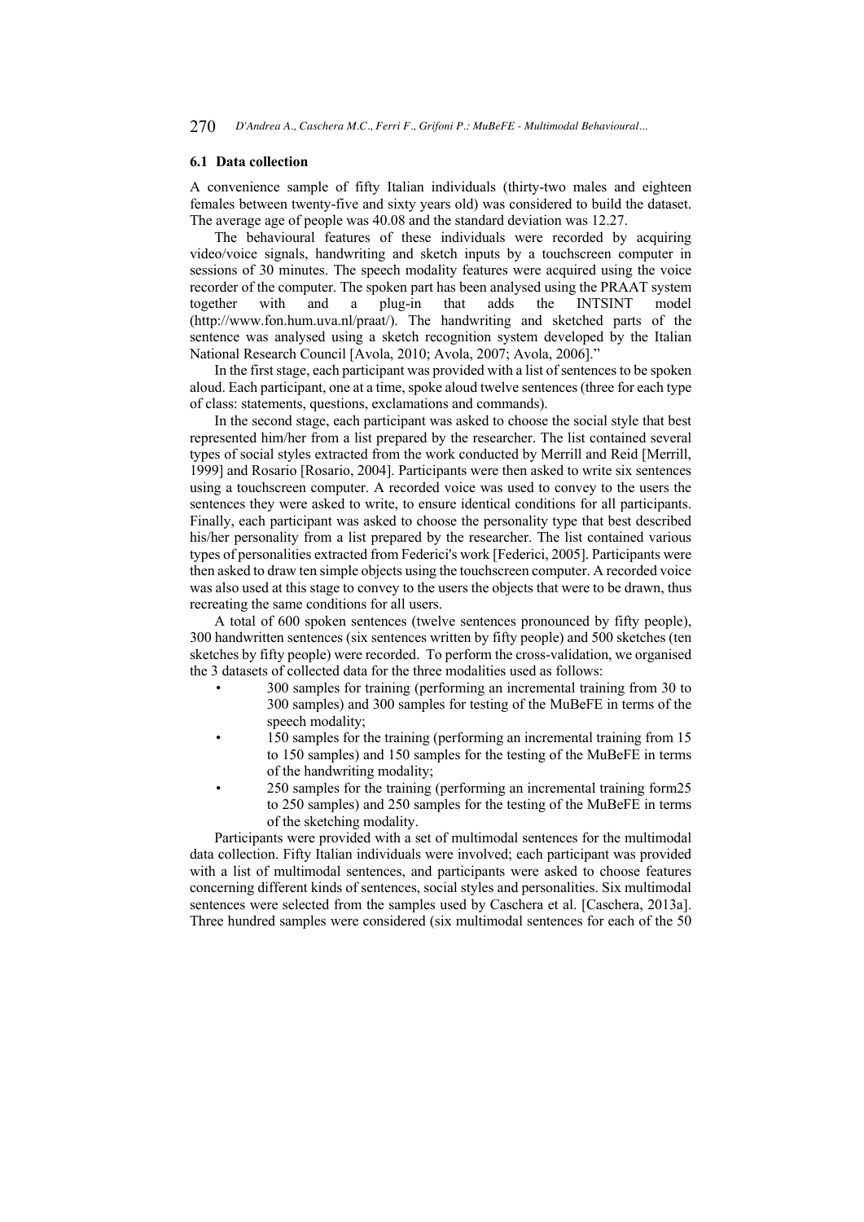### 6.1 Data collection

A convenience sample of fifty Italian individuals (thirty-two males and eighteen females between twenty-five and sixty years old) was considered to build the dataset. The average age of people was 40.08 and the standard deviation was 12.27.

The behavioural features of these individuals were recorded by acquiring video/voice signals, handwriting and sketch inputs by a touchscreen computer in sessions of 30 minutes. The speech modality features were acquired using the voice recorder of the computer. The spoken part has been analysed using the PRAAT system together with and a plug-in that adds the INTSINT model (http://www.fon.hum.uva.nl/praat/). The handwriting and sketched parts of the sentence was analysed using a sketch recognition system developed by the Italian National Research Council [Avola, 2010; Avola, 2007; Avola, 2006]."

In the first stage, each participant was provided with a list of sentences to be spoken aloud. Each participant, one at a time, spoke aloud twelve sentences (three for each type of class: statements, questions, exclamations and commands).

In the second stage, each participant was asked to choose the social style that best represented him/her from a list prepared by the researcher. The list contained several types of social styles extracted from the work conducted by Merrill and Reid [Merrill, 1999] and Rosario [Rosario, 2004]. Participants were then asked to write six sentences using a touchscreen computer. A recorded voice was used to convey to the users the sentences they were asked to write, to ensure identical conditions for all participants. Finally, each participant was asked to choose the personality type that best described his/her personality from a list prepared by the researcher. The list contained various types of personalities extracted from Federici's work [Federici, 2005]. Participants were then asked to draw ten simple objects using the touchscreen computer. A recorded voice was also used at this stage to convey to the users the objects that were to be drawn, thus recreating the same conditions for all users.

A total of 600 spoken sentences (twelve sentences pronounced by fifty people), 300 handwritten sentences (six sentences written by fifty people) and 500 sketches (ten sketches by fifty people) were recorded. To perform the cross-validation, we organised the 3 datasets of collected data for the three modalities used as follows:

- 300 samples for training (performing an incremental training from 30 to 300 samples) and 300 samples for testing of the MuBeFE in terms of the speech modality;
- 150 samples for the training (performing an incremental training from 15 to 150 samples) and 150 samples for the testing of the MuBeFE in terms of the handwriting modality;
- 250 samples for the training (performing an incremental training form25 to 250 samples) and 250 samples for the testing of the MuBeFE in terms of the sketching modality.

Participants were provided with a set of multimodal sentences for the multimodal data collection. Fifty Italian individuals were involved; each participant was provided with a list of multimodal sentences, and participants were asked to choose features concerning different kinds of sentences, social styles and personalities. Six multimodal sentences were selected from the samples used by Caschera et al. [Caschera, 2013a]. Three hundred samples were considered (six multimodal sentences for each of the 50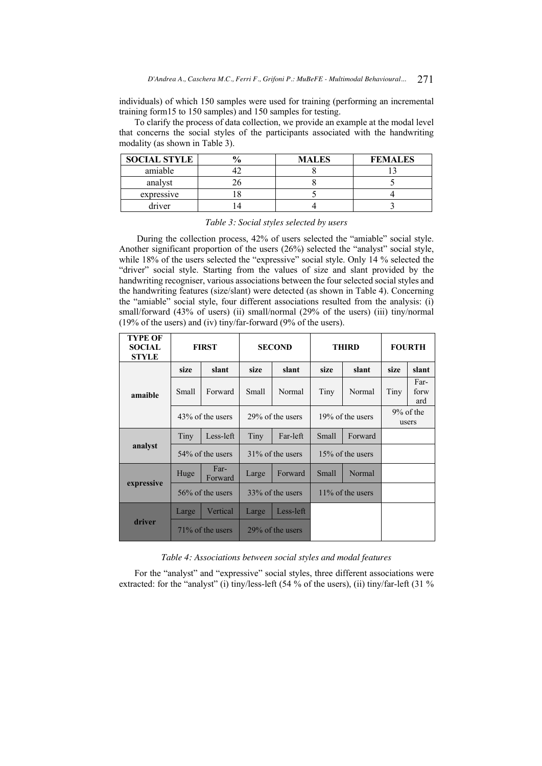individuals) of which 150 samples were used for training (performing an incremental training form15 to 150 samples) and 150 samples for testing.

To clarify the process of data collection, we provide an example at the modal level that concerns the social styles of the participants associated with the handwriting modality (as shown in Table 3).

| SOCIAL STYLE | % | MALES | FEMALES |
|---|---|---|---|
| amiable | 42 | 8 | 13 |
| analyst | 26 | 8 | 5 |
| expressive | 18 | 5 | 4 |
| driver | 14 | 4 | 3 |

*Table 3: Social styles selected by users*

During the collection process, 42% of users selected the "amiable" social style. Another significant proportion of the users (26%) selected the "analyst" social style, while 18% of the users selected the "expressive" social style. Only 14 % selected the "driver" social style. Starting from the values of size and slant provided by the handwriting recogniser, various associations between the four selected social styles and the handwriting features (size/slant) were detected (as shown in Table 4). Concerning the "amiable" social style, four different associations resulted from the analysis: (i) small/forward (43% of users) (ii) small/normal (29% of the users) (iii) tiny/normal (19% of the users) and (iv) tiny/far-forward (9% of the users).

| TYPE OF SOCIAL STYLE | FIRST | | SECOND | | THIRD | | FOURTH | |
|---|---|---|---|---|---|---|---|---|
| | size | slant | size | slant | size | slant | size | slant |
| amaible | Small | Forward | Small | Normal | Tiny | Normal | Tiny | Far-forward |
| | 43% of the users | | 29% of the users | | 19% of the users | | 9% of the users | |
| analyst | Tiny | Less-left | Tiny | Far-left | Small | Forward | | |
| | 54% of the users | | 31% of the users | | 15% of the users | | | |
| expressive | Huge | Far-Forward | Large | Forward | Small | Normal | | |
| | 56% of the users | | 33% of the users | | 11% of the users | | | |
| driver | Large | Vertical | Large | Less-left | | | | |
| | 71% of the users | | 29% of the users | | | | | |

*Table 4: Associations between social styles and modal features*

For the "analyst" and "expressive" social styles, three different associations were extracted: for the "analyst" (i) tiny/less-left (54 % of the users), (ii) tiny/far-left (31 %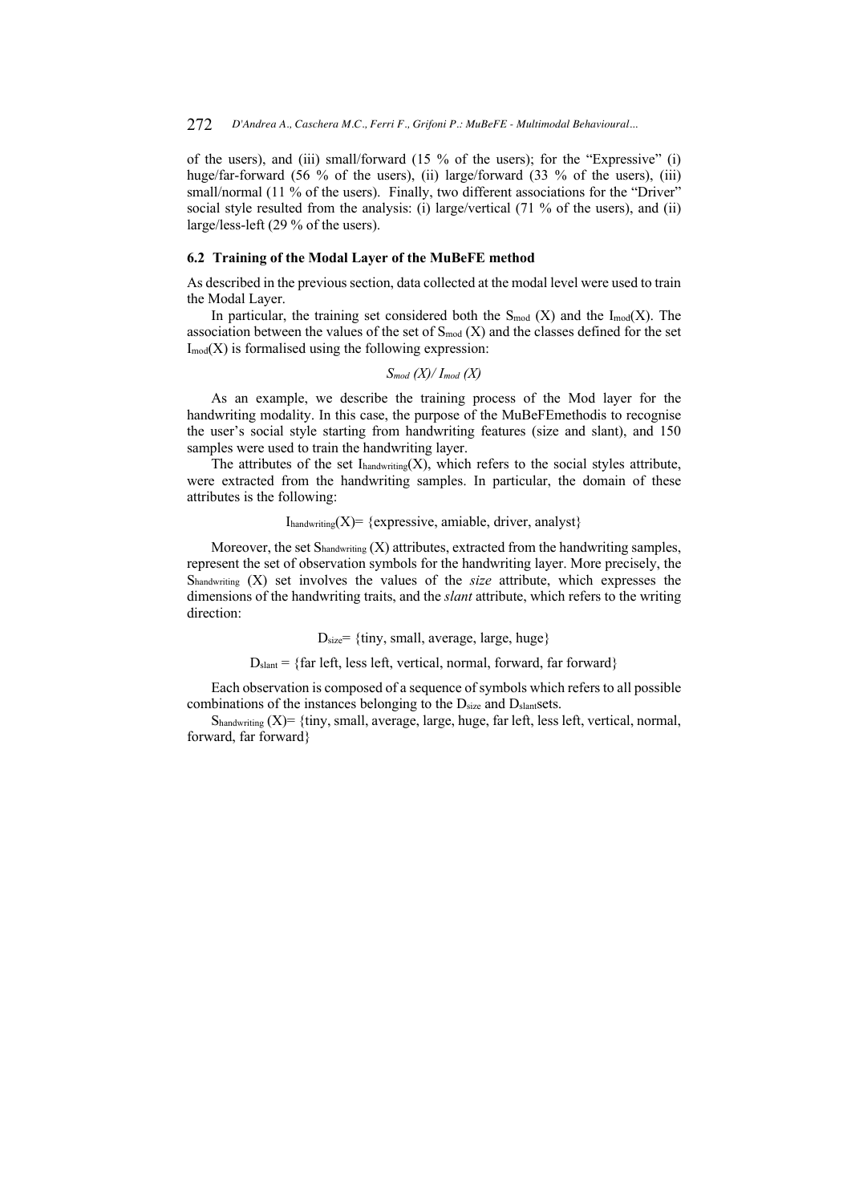of the users), and (iii) small/forward (15 % of the users); for the "Expressive" (i) huge/far-forward (56 % of the users), (ii) large/forward (33 % of the users), (iii) small/normal (11 % of the users). Finally, two different associations for the "Driver" social style resulted from the analysis: (i) large/vertical (71 % of the users), and (ii) large/less-left (29 % of the users).

### 6.2 Training of the Modal Layer of the MuBeFE method

As described in the previous section, data collected at the modal level were used to train the Modal Layer.

In particular, the training set considered both the $S_{mod}$ (X) and the $I_{mod}$(X). The association between the values of the set of $S_{mod}$ (X) and the classes defined for the set $I_{mod}$(X) is formalised using the following expression:

$$S_{mod} (X)/ I_{mod} (X)$$

As an example, we describe the training process of the Mod layer for the handwriting modality. In this case, the purpose of the MuBeFEmethodis to recognise the user's social style starting from handwriting features (size and slant), and 150 samples were used to train the handwriting layer.

The attributes of the set $I_{handwriting}$(X), which refers to the social styles attribute, were extracted from the handwriting samples. In particular, the domain of these attributes is the following:

$$I_{handwriting}(X)= \{\text{expressive, amiable, driver, analyst}\}$$

Moreover, the set $S_{handwriting}$ (X) attributes, extracted from the handwriting samples, represent the set of observation symbols for the handwriting layer. More precisely, the $S_{handwriting}$ (X) set involves the values of the *size* attribute, which expresses the dimensions of the handwriting traits, and the *slant* attribute, which refers to the writing direction:

$$D_{size}= \{\text{tiny, small, average, large, huge}\}$$

$$D_{slant} = \{\text{far left, less left, vertical, normal, forward, far forward}\}$$

Each observation is composed of a sequence of symbols which refers to all possible combinations of the instances belonging to the $D_{size}$ and $D_{slant}$sets.

$S_{handwriting}$ (X)= {tiny, small, average, large, huge, far left, less left, vertical, normal, forward, far forward}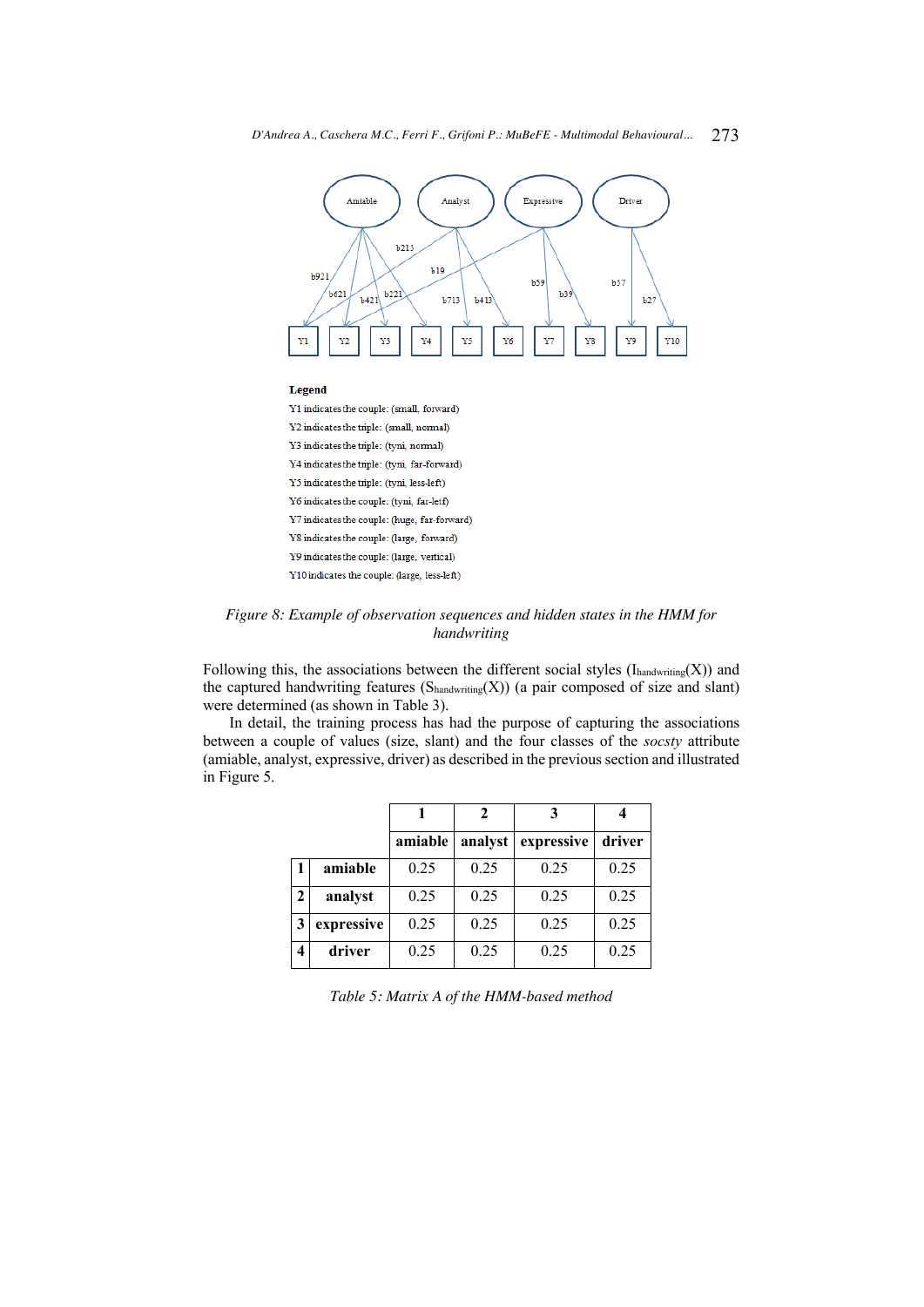Amiable Analyst Expressive Driver

b921 b621 b421 b221 b213 b19 b713 b413 b59 b39 b57 b27

Y1 Y2 Y3 Y4 Y5 Y6 Y7 Y8 Y9 Y10

**Legend**

Y1 indicates the couple: (small, forward)

Y2 indicates the triple: (small, normal)

Y3 indicates the triple: (tyni, normal)

Y4 indicates the triple: (tyni, far-forward)

Y5 indicates the triple: (tyni, less-left)

Y6 indicates the couple: (tyni, far-letf)

Y7 indicates the couple: (huge, far-forward)

Y8 indicates the couple: (large, forward)

Y9 indicates the couple: (large, vertical)

Y10 indicates the couple: (large, less-left)

*Figure 8: Example of observation sequences and hidden states in the HMM for handwriting*

Following this, the associations between the different social styles ($I_{handwriting}(X)$) and the captured handwriting features ($S_{handwriting}(X)$) (a pair composed of size and slant) were determined (as shown in Table 3).

In detail, the training process has had the purpose of capturing the associations between a couple of values (size, slant) and the four classes of the *socsty* attribute (amiable, analyst, expressive, driver) as described in the previous section and illustrated in Figure 5.

| | | 1 | 2 | 3 | 4 |
|---|---|---|---|---|---|
| | | **amiable** | **analyst** | **expressive** | **driver** |
| **1** | **amiable** | 0.25 | 0.25 | 0.25 | 0.25 |
| **2** | **analyst** | 0.25 | 0.25 | 0.25 | 0.25 |
| **3** | **expressive** | 0.25 | 0.25 | 0.25 | 0.25 |
| **4** | **driver** | 0.25 | 0.25 | 0.25 | 0.25 |

*Table 5: Matrix A of the HMM-based method*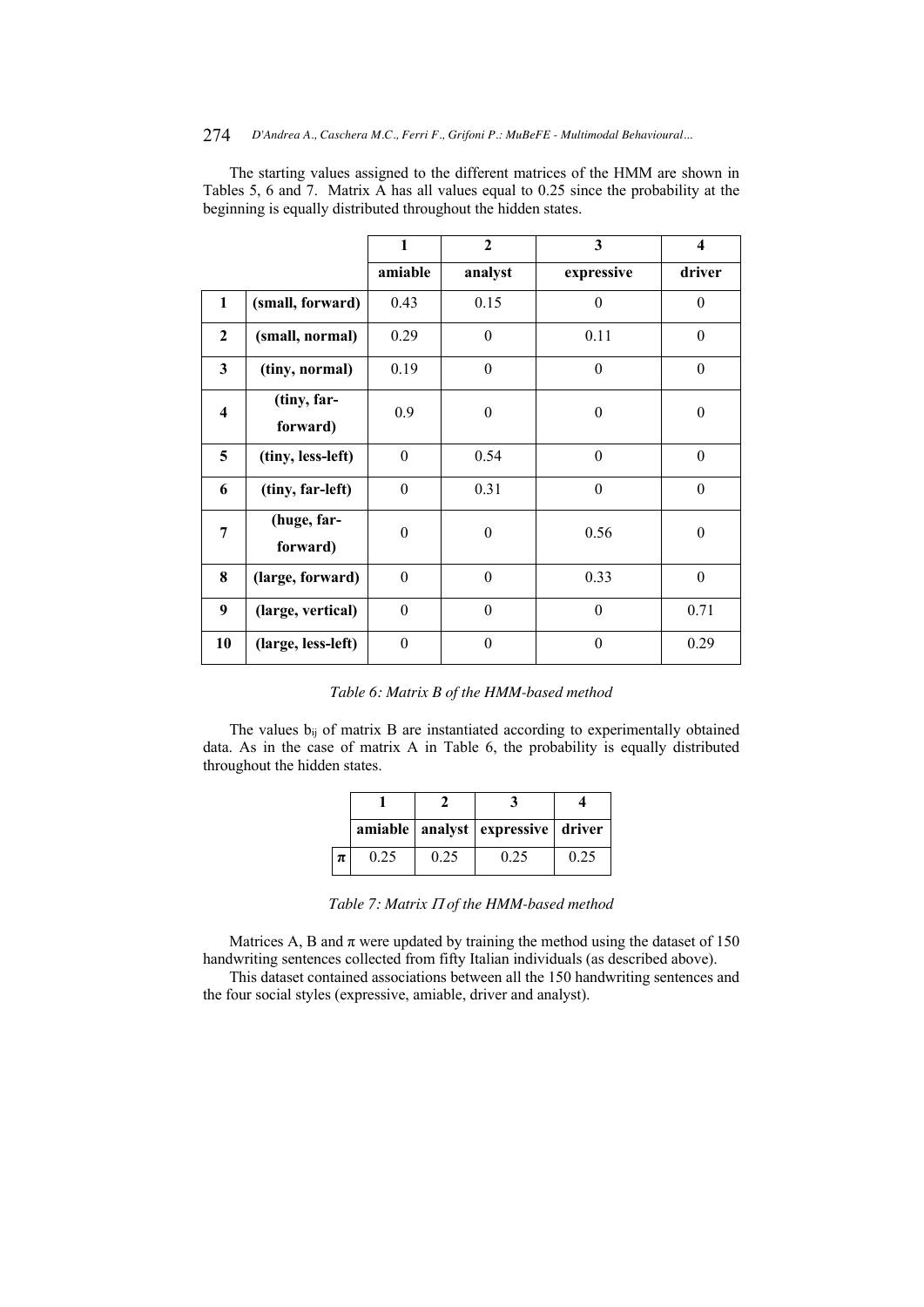The starting values assigned to the different matrices of the HMM are shown in Tables 5, 6 and 7. Matrix A has all values equal to 0.25 since the probability at the beginning is equally distributed throughout the hidden states.

| | | 1 | 2 | 3 | 4 |
|---|---|---|---|---|---|
| | | **amiable** | **analyst** | **expressive** | **driver** |
| **1** | **(small, forward)** | 0.43 | 0.15 | 0 | 0 |
| **2** | **(small, normal)** | 0.29 | 0 | 0.11 | 0 |
| **3** | **(tiny, normal)** | 0.19 | 0 | 0 | 0 |
| **4** | **(tiny, far-forward)** | 0.9 | 0 | 0 | 0 |
| **5** | **(tiny, less-left)** | 0 | 0.54 | 0 | 0 |
| **6** | **(tiny, far-left)** | 0 | 0.31 | 0 | 0 |
| **7** | **(huge, far-forward)** | 0 | 0 | 0.56 | 0 |
| **8** | **(large, forward)** | 0 | 0 | 0.33 | 0 |
| **9** | **(large, vertical)** | 0 | 0 | 0 | 0.71 |
| **10** | **(large, less-left)** | 0 | 0 | 0 | 0.29 |

*Table 6: Matrix B of the HMM-based method*

The values $b_{ij}$ of matrix B are instantiated according to experimentally obtained data. As in the case of matrix A in Table 6, the probability is equally distributed throughout the hidden states.

| | 1 | 2 | 3 | 4 |
|---|---|---|---|---|
| | **amiable** | **analyst** | **expressive** | **driver** |
| $\pi$ | 0.25 | 0.25 | 0.25 | 0.25 |

*Table 7: Matrix $\Pi$ of the HMM-based method*

Matrices A, B and $\pi$ were updated by training the method using the dataset of 150 handwriting sentences collected from fifty Italian individuals (as described above).

This dataset contained associations between all the 150 handwriting sentences and the four social styles (expressive, amiable, driver and analyst).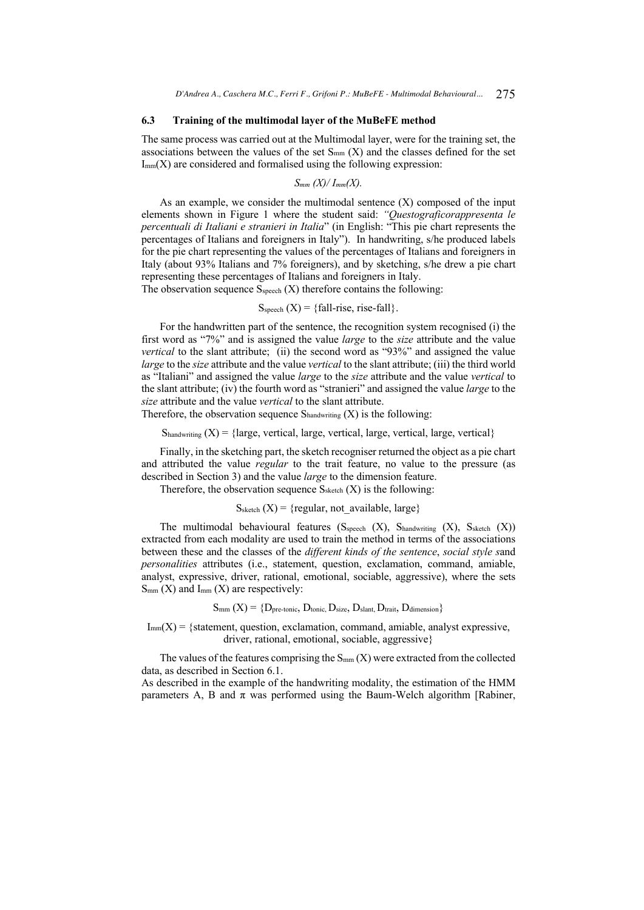### 6.3 Training of the multimodal layer of the MuBeFE method

The same process was carried out at the Multimodal layer, were for the training set, the associations between the values of the set $S_{mm}$ (X) and the classes defined for the set $I_{mm}$(X) are considered and formalised using the following expression:

$$S_{mm} (X)/ I_{mm}(X).$$

As an example, we consider the multimodal sentence (X) composed of the input elements shown in Figure 1 where the student said: *"Questograficorappresenta le percentuali di Italiani e stranieri in Italia*" (in English: "This pie chart represents the percentages of Italians and foreigners in Italy"). In handwriting, s/he produced labels for the pie chart representing the values of the percentages of Italians and foreigners in Italy (about 93% Italians and 7% foreigners), and by sketching, s/he drew a pie chart representing these percentages of Italians and foreigners in Italy.

The observation sequence $S_{speech}$ (X) therefore contains the following:

$$S_{speech} (X) = \{\text{fall-rise, rise-fall}\}.$$

For the handwritten part of the sentence, the recognition system recognised (i) the first word as "7%" and is assigned the value *large* to the *size* attribute and the value *vertical* to the slant attribute; (ii) the second word as "93%" and assigned the value *large* to the *size* attribute and the value *vertical* to the slant attribute; (iii) the third world as "Italiani" and assigned the value *large* to the *size* attribute and the value *vertical* to the slant attribute; (iv) the fourth word as "stranieri" and assigned the value *large* to the *size* attribute and the value *vertical* to the slant attribute.

Therefore, the observation sequence $S_{handwriting}$ (X) is the following:

$$S_{handwriting} (X) = \{\text{large, vertical, large, vertical, large, vertical, large, vertical}\}$$

Finally, in the sketching part, the sketch recogniser returned the object as a pie chart and attributed the value *regular* to the trait feature, no value to the pressure (as described in Section 3) and the value *large* to the dimension feature.

Therefore, the observation sequence $S_{sketch}$ (X) is the following:

$$S_{sketch} (X) = \{\text{regular, not\_available, large}\}$$

The multimodal behavioural features ($S_{speech}$ (X), $S_{handwriting}$ (X), $S_{sketch}$ (X)) extracted from each modality are used to train the method in terms of the associations between these and the classes of the *different kinds of the sentence*, *social style s*and *personalities* attributes (i.e., statement, question, exclamation, command, amiable, analyst, expressive, driver, rational, emotional, sociable, aggressive), where the sets $S_{mm}$ (X) and $I_{mm}$ (X) are respectively:

$$S_{mm} (X) = \{D_{pre\text{-}tonic}, D_{tonic}, D_{size}, D_{slant}, D_{trait}, D_{dimension}\}$$

$$I_{mm}(X) = \{\text{statement, question, exclamation, command, amiable, analyst expressive, driver, rational, emotional, sociable, aggressive}\}$$

The values of the features comprising the $S_{mm}$ (X) were extracted from the collected data, as described in Section 6.1.

As described in the example of the handwriting modality, the estimation of the HMM parameters A, B and $\pi$ was performed using the Baum-Welch algorithm [Rabiner,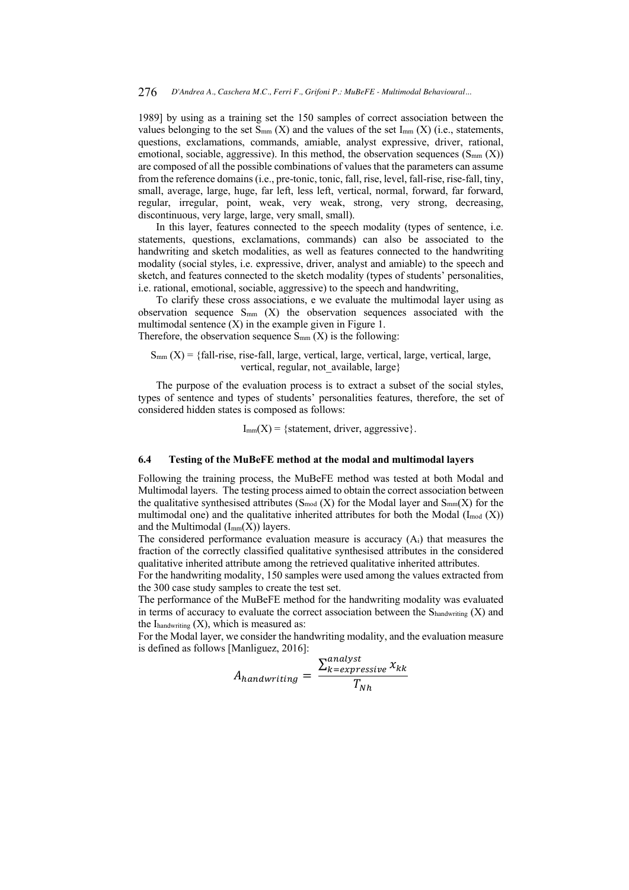1989] by using as a training set the 150 samples of correct association between the values belonging to the set $S_{mm}$ (X) and the values of the set $I_{mm}$ (X) (i.e., statements, questions, exclamations, commands, amiable, analyst expressive, driver, rational, emotional, sociable, aggressive). In this method, the observation sequences ($S_{mm}$ (X)) are composed of all the possible combinations of values that the parameters can assume from the reference domains (i.e., pre-tonic, tonic, fall, rise, level, fall-rise, rise-fall, tiny, small, average, large, huge, far left, less left, vertical, normal, forward, far forward, regular, irregular, point, weak, very weak, strong, very strong, decreasing, discontinuous, very large, large, very small, small).

In this layer, features connected to the speech modality (types of sentence, i.e. statements, questions, exclamations, commands) can also be associated to the handwriting and sketch modalities, as well as features connected to the handwriting modality (social styles, i.e. expressive, driver, analyst and amiable) to the speech and sketch, and features connected to the sketch modality (types of students' personalities, i.e. rational, emotional, sociable, aggressive) to the speech and handwriting,

To clarify these cross associations, e we evaluate the multimodal layer using as observation sequence $S_{mm}$ (X) the observation sequences associated with the multimodal sentence (X) in the example given in Figure 1.
Therefore, the observation sequence $S_{mm}$ (X) is the following:

$S_{mm}$ (X) = {fall-rise, rise-fall, large, vertical, large, vertical, large, vertical, large, vertical, regular, not_available, large}

The purpose of the evaluation process is to extract a subset of the social styles, types of sentence and types of students' personalities features, therefore, the set of considered hidden states is composed as follows:

$I_{mm}$(X) = {statement, driver, aggressive}.

### 6.4 Testing of the MuBeFE method at the modal and multimodal layers

Following the training process, the MuBeFE method was tested at both Modal and Multimodal layers. The testing process aimed to obtain the correct association between the qualitative synthesised attributes ($S_{mod}$ (X) for the Modal layer and $S_{mm}$(X) for the multimodal one) and the qualitative inherited attributes for both the Modal ($I_{mod}$ (X)) and the Multimodal ($I_{mm}$(X)) layers.
The considered performance evaluation measure is accuracy ($A_i$) that measures the fraction of the correctly classified qualitative synthesised attributes in the considered qualitative inherited attribute among the retrieved qualitative inherited attributes.
For the handwriting modality, 150 samples were used among the values extracted from the 300 case study samples to create the test set.
The performance of the MuBeFE method for the handwriting modality was evaluated in terms of accuracy to evaluate the correct association between the $S_{handwriting}$ (X) and the $I_{handwriting}$ (X), which is measured as:
For the Modal layer, we consider the handwriting modality, and the evaluation measure is defined as follows [Manliguez, 2016]:

$$A_{handwriting} = \frac{\sum_{k=expressive}^{analyst} x_{kk}}{T_{Nh}}$$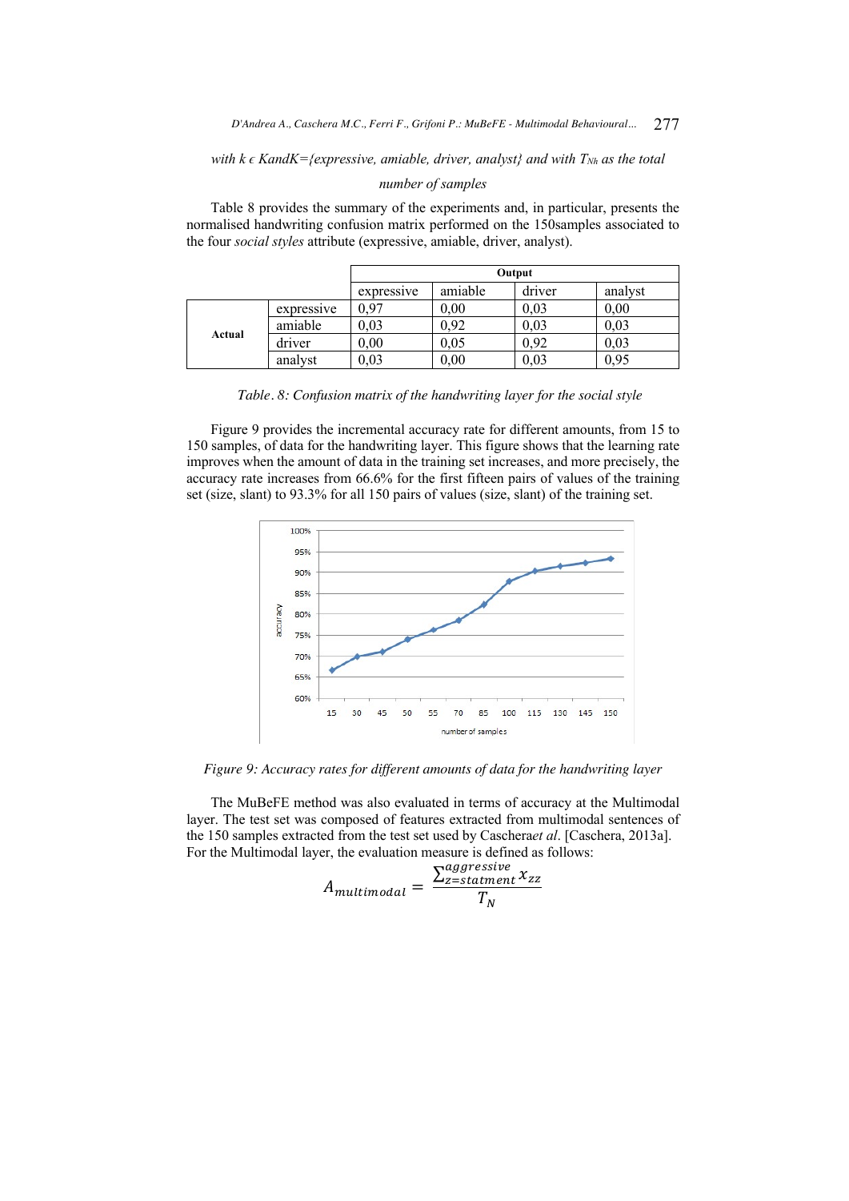*with k ϵ KandK={expressive, amiable, driver, analyst} and with $T_{Nh}$ as the total number of samples*

Table 8 provides the summary of the experiments and, in particular, presents the normalised handwriting confusion matrix performed on the 150samples associated to the four *social styles* attribute (expressive, amiable, driver, analyst).

| | | Output | | | |
|---|---|---|---|---|---|
| | | expressive | amiable | driver | analyst |
| **Actual** | expressive | 0,97 | 0,00 | 0,03 | 0,00 |
| | amiable | 0,03 | 0,92 | 0,03 | 0,03 |
| | driver | 0,00 | 0,05 | 0,92 | 0,03 |
| | analyst | 0,03 | 0,00 | 0,03 | 0,95 |

*Table. 8: Confusion matrix of the handwriting layer for the social style*

Figure 9 provides the incremental accuracy rate for different amounts, from 15 to 150 samples, of data for the handwriting layer. This figure shows that the learning rate improves when the amount of data in the training set increases, and more precisely, the accuracy rate increases from 66.6% for the first fifteen pairs of values of the training set (size, slant) to 93.3% for all 150 pairs of values (size, slant) of the training set.

*Figure 9: Accuracy rates for different amounts of data for the handwriting layer*

The MuBeFE method was also evaluated in terms of accuracy at the Multimodal layer. The test set was composed of features extracted from multimodal sentences of the 150 samples extracted from the test set used by Cascheraet al. [Caschera, 2013a]. For the Multimodal layer, the evaluation measure is defined as follows:

$$A_{multimodal} = \frac{\sum_{z=statment}^{aggressive} x_{zz}}{T_N}$$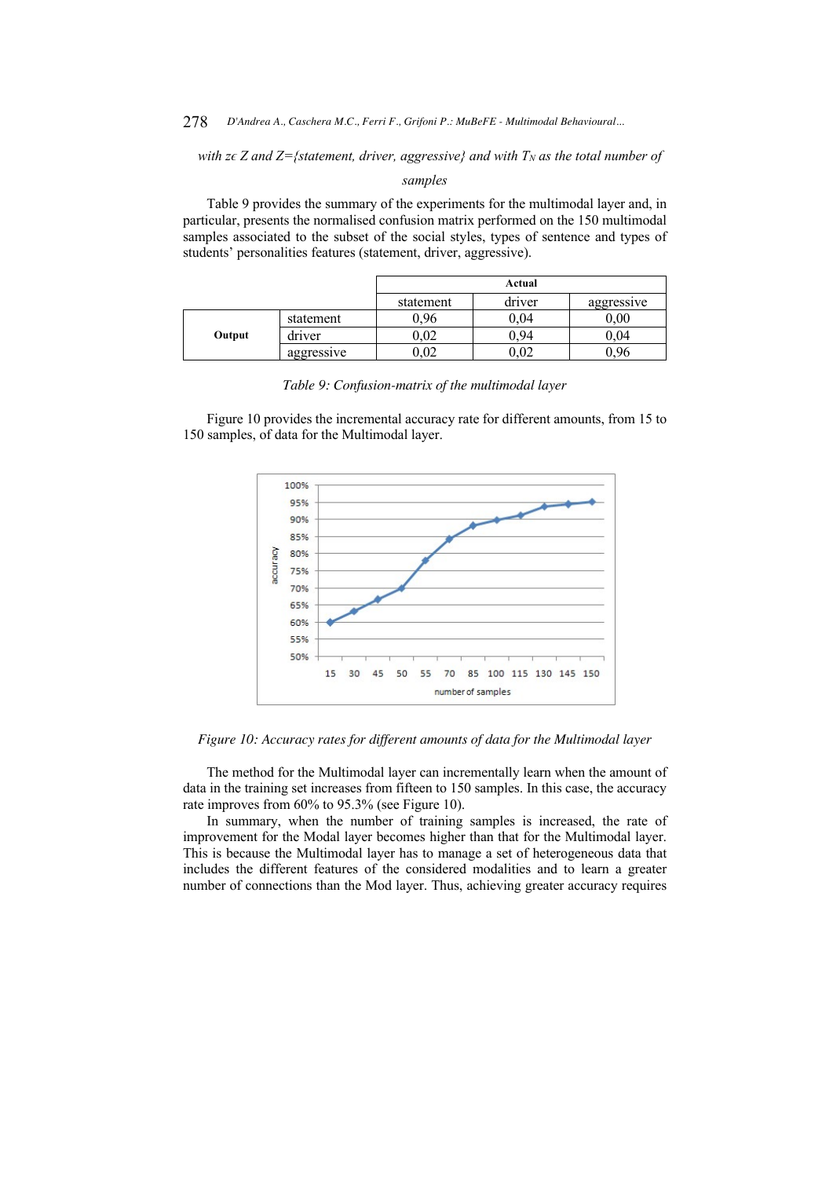*with z∊ Z and Z={statement, driver, aggressive} and with $T_N$ as the total number of samples*

Table 9 provides the summary of the experiments for the multimodal layer and, in particular, presents the normalised confusion matrix performed on the 150 multimodal samples associated to the subset of the social styles, types of sentence and types of students' personalities features (statement, driver, aggressive).

| | | Actual | | |
|---|---|---|---|---|
| | | statement | driver | aggressive |
| **Output** | statement | 0,96 | 0,04 | 0,00 |
| | driver | 0,02 | 0,94 | 0,04 |
| | aggressive | 0,02 | 0,02 | 0,96 |

*Table 9: Confusion-matrix of the multimodal layer*

Figure 10 provides the incremental accuracy rate for different amounts, from 15 to 150 samples, of data for the Multimodal layer.

*Figure 10: Accuracy rates for different amounts of data for the Multimodal layer*

The method for the Multimodal layer can incrementally learn when the amount of data in the training set increases from fifteen to 150 samples. In this case, the accuracy rate improves from 60% to 95.3% (see Figure 10).

In summary, when the number of training samples is increased, the rate of improvement for the Modal layer becomes higher than that for the Multimodal layer. This is because the Multimodal layer has to manage a set of heterogeneous data that includes the different features of the considered modalities and to learn a greater number of connections than the Mod layer. Thus, achieving greater accuracy requires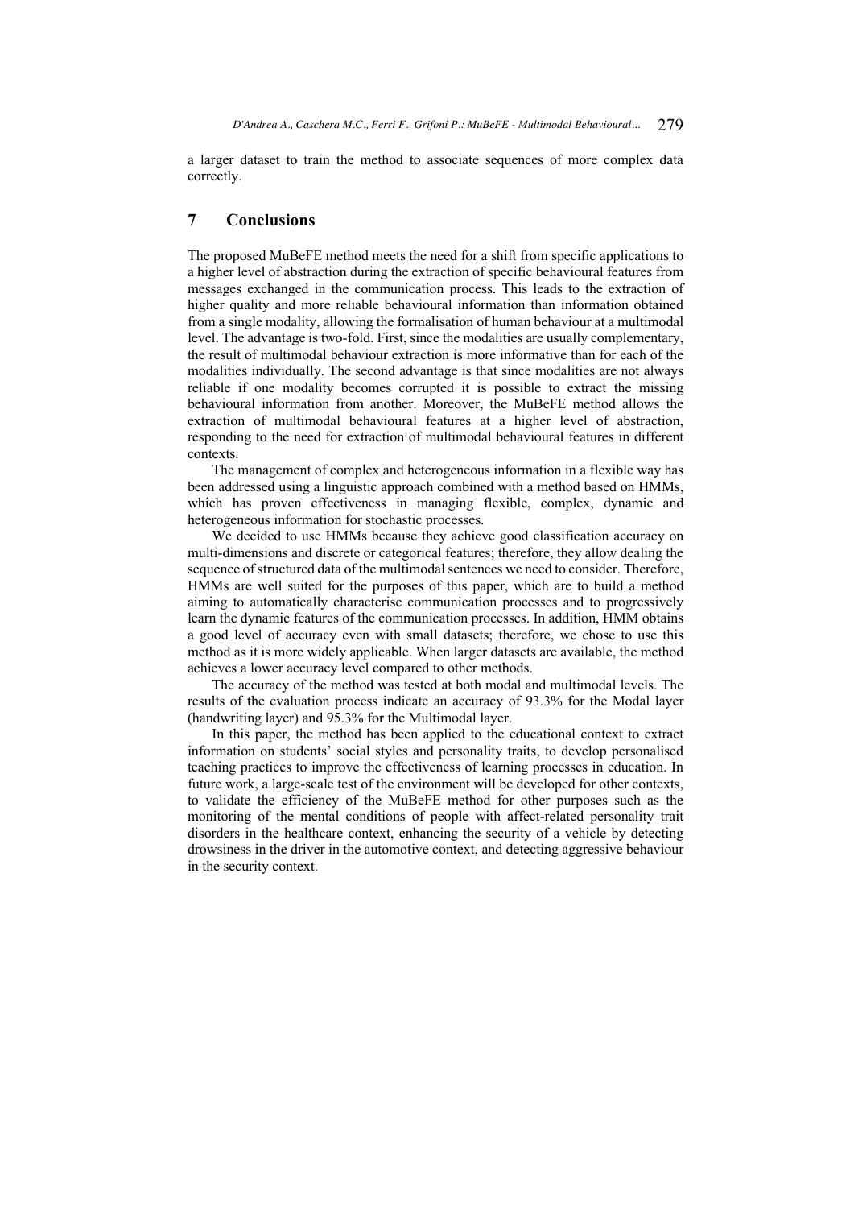a larger dataset to train the method to associate sequences of more complex data correctly.

## 7 Conclusions

The proposed MuBeFE method meets the need for a shift from specific applications to a higher level of abstraction during the extraction of specific behavioural features from messages exchanged in the communication process. This leads to the extraction of higher quality and more reliable behavioural information than information obtained from a single modality, allowing the formalisation of human behaviour at a multimodal level. The advantage is two-fold. First, since the modalities are usually complementary, the result of multimodal behaviour extraction is more informative than for each of the modalities individually. The second advantage is that since modalities are not always reliable if one modality becomes corrupted it is possible to extract the missing behavioural information from another. Moreover, the MuBeFE method allows the extraction of multimodal behavioural features at a higher level of abstraction, responding to the need for extraction of multimodal behavioural features in different contexts.

The management of complex and heterogeneous information in a flexible way has been addressed using a linguistic approach combined with a method based on HMMs, which has proven effectiveness in managing flexible, complex, dynamic and heterogeneous information for stochastic processes.

We decided to use HMMs because they achieve good classification accuracy on multi-dimensions and discrete or categorical features; therefore, they allow dealing the sequence of structured data of the multimodal sentences we need to consider. Therefore, HMMs are well suited for the purposes of this paper, which are to build a method aiming to automatically characterise communication processes and to progressively learn the dynamic features of the communication processes. In addition, HMM obtains a good level of accuracy even with small datasets; therefore, we chose to use this method as it is more widely applicable. When larger datasets are available, the method achieves a lower accuracy level compared to other methods.

The accuracy of the method was tested at both modal and multimodal levels. The results of the evaluation process indicate an accuracy of 93.3% for the Modal layer (handwriting layer) and 95.3% for the Multimodal layer.

In this paper, the method has been applied to the educational context to extract information on students' social styles and personality traits, to develop personalised teaching practices to improve the effectiveness of learning processes in education. In future work, a large-scale test of the environment will be developed for other contexts, to validate the efficiency of the MuBeFE method for other purposes such as the monitoring of the mental conditions of people with affect-related personality trait disorders in the healthcare context, enhancing the security of a vehicle by detecting drowsiness in the driver in the automotive context, and detecting aggressive behaviour in the security context.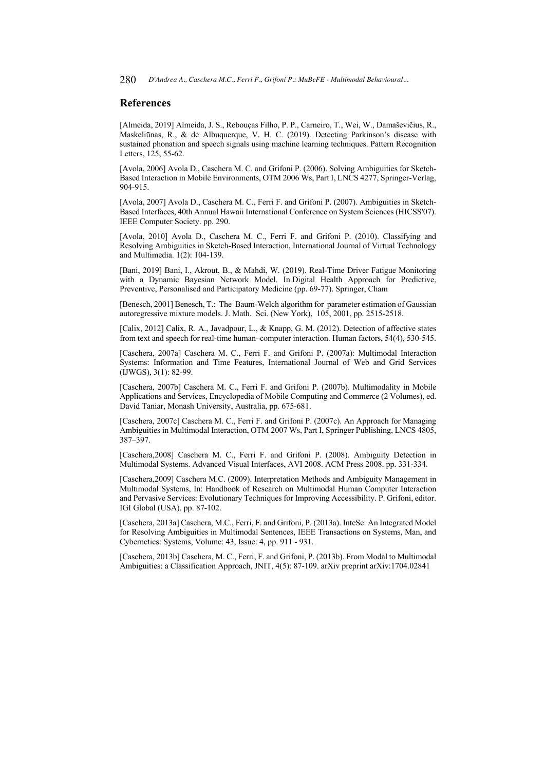## References

[Almeida, 2019] Almeida, J. S., Rebouças Filho, P. P., Carneiro, T., Wei, W., Damaševičius, R., Maskeliūnas, R., & de Albuquerque, V. H. C. (2019). Detecting Parkinson's disease with sustained phonation and speech signals using machine learning techniques. Pattern Recognition Letters, 125, 55-62.

[Avola, 2006] Avola D., Caschera M. C. and Grifoni P. (2006). Solving Ambiguities for Sketch-Based Interaction in Mobile Environments, OTM 2006 Ws, Part I, LNCS 4277, Springer-Verlag, 904-915.

[Avola, 2007] Avola D., Caschera M. C., Ferri F. and Grifoni P. (2007). Ambiguities in Sketch-Based Interfaces, 40th Annual Hawaii International Conference on System Sciences (HICSS'07). IEEE Computer Society. pp. 290.

[Avola, 2010] Avola D., Caschera M. C., Ferri F. and Grifoni P. (2010). Classifying and Resolving Ambiguities in Sketch-Based Interaction, International Journal of Virtual Technology and Multimedia. 1(2): 104-139.

[Bani, 2019] Bani, I., Akrout, B., & Mahdi, W. (2019). Real-Time Driver Fatigue Monitoring with a Dynamic Bayesian Network Model. In Digital Health Approach for Predictive, Preventive, Personalised and Participatory Medicine (pp. 69-77). Springer, Cham

[Benesch, 2001] Benesch, T.: The Baum-Welch algorithm for parameter estimation of Gaussian autoregressive mixture models. J. Math. Sci. (New York), 105, 2001, pp. 2515-2518.

[Calix, 2012] Calix, R. A., Javadpour, L., & Knapp, G. M. (2012). Detection of affective states from text and speech for real-time human–computer interaction. Human factors, 54(4), 530-545.

[Caschera, 2007a] Caschera M. C., Ferri F. and Grifoni P. (2007a): Multimodal Interaction Systems: Information and Time Features, International Journal of Web and Grid Services (IJWGS), 3(1): 82-99.

[Caschera, 2007b] Caschera M. C., Ferri F. and Grifoni P. (2007b). Multimodality in Mobile Applications and Services, Encyclopedia of Mobile Computing and Commerce (2 Volumes), ed. David Taniar, Monash University, Australia, pp. 675-681.

[Caschera, 2007c] Caschera M. C., Ferri F. and Grifoni P. (2007c). An Approach for Managing Ambiguities in Multimodal Interaction, OTM 2007 Ws, Part I, Springer Publishing, LNCS 4805, 387–397.

[Caschera,2008] Caschera M. C., Ferri F. and Grifoni P. (2008). Ambiguity Detection in Multimodal Systems. Advanced Visual Interfaces, AVI 2008. ACM Press 2008. pp. 331-334.

[Caschera,2009] Caschera M.C. (2009). Interpretation Methods and Ambiguity Management in Multimodal Systems, In: Handbook of Research on Multimodal Human Computer Interaction and Pervasive Services: Evolutionary Techniques for Improving Accessibility. P. Grifoni, editor. IGI Global (USA). pp. 87-102.

[Caschera, 2013a] Caschera, M.C., Ferri, F. and Grifoni, P. (2013a). InteSe: An Integrated Model for Resolving Ambiguities in Multimodal Sentences, IEEE Transactions on Systems, Man, and Cybernetics: Systems, Volume: 43, Issue: 4, pp. 911 - 931.

[Caschera, 2013b] Caschera, M. C., Ferri, F. and Grifoni, P. (2013b). From Modal to Multimodal Ambiguities: a Classification Approach, JNIT, 4(5): 87-109. arXiv preprint arXiv:1704.02841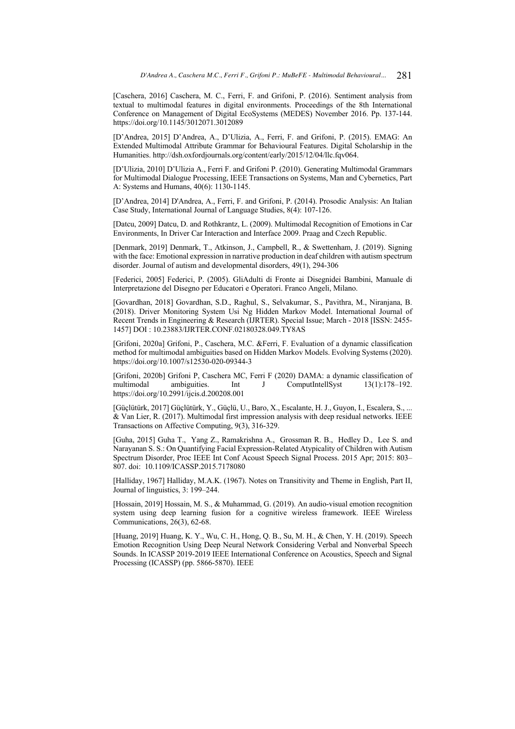[Caschera, 2016] Caschera, M. C., Ferri, F. and Grifoni, P. (2016). Sentiment analysis from textual to multimodal features in digital environments. Proceedings of the 8th International Conference on Management of Digital EcoSystems (MEDES) November 2016. Pp. 137-144. https://doi.org/10.1145/3012071.3012089

[D'Andrea, 2015] D'Andrea, A., D'Ulizia, A., Ferri, F. and Grifoni, P. (2015). EMAG: An Extended Multimodal Attribute Grammar for Behavioural Features. Digital Scholarship in the Humanities. http://dsh.oxfordjournals.org/content/early/2015/12/04/llc.fqv064.

[D'Ulizia, 2010] D'Ulizia A., Ferri F. and Grifoni P. (2010). Generating Multimodal Grammars for Multimodal Dialogue Processing, IEEE Transactions on Systems, Man and Cybernetics, Part A: Systems and Humans, 40(6): 1130-1145.

[D'Andrea, 2014] D'Andrea, A., Ferri, F. and Grifoni, P. (2014). Prosodic Analysis: An Italian Case Study, International Journal of Language Studies, 8(4): 107-126.

[Datcu, 2009] Datcu, D. and Rothkrantz, L. (2009). Multimodal Recognition of Emotions in Car Environments, In Driver Car Interaction and Interface 2009. Praag and Czech Republic.

[Denmark, 2019] Denmark, T., Atkinson, J., Campbell, R., & Swettenham, J. (2019). Signing with the face: Emotional expression in narrative production in deaf children with autism spectrum disorder. Journal of autism and developmental disorders, 49(1), 294-306

[Federici, 2005] Federici, P. (2005). GliAdulti di Fronte ai Disegnidei Bambini, Manuale di Interpretazione del Disegno per Educatori e Operatori. Franco Angeli, Milano.

[Govardhan, 2018] Govardhan, S.D., Raghul, S., Selvakumar, S., Pavithra, M., Niranjana, B. (2018). Driver Monitoring System Usi Ng Hidden Markov Model. International Journal of Recent Trends in Engineering & Research (IJRTER). Special Issue; March - 2018 [ISSN: 2455-1457] DOI : 10.23883/IJRTER.CONF.02180328.049.TY8AS

[Grifoni, 2020a] Grifoni, P., Caschera, M.C. &Ferri, F. Evaluation of a dynamic classification method for multimodal ambiguities based on Hidden Markov Models. Evolving Systems (2020). https://doi.org/10.1007/s12530-020-09344-3

[Grifoni, 2020b] Grifoni P, Caschera MC, Ferri F (2020) DAMA: a dynamic classification of multimodal ambiguities. Int J ComputIntellSyst 13(1):178–192. https://doi.org/10.2991/ijcis.d.200208.001

[Güçlütürk, 2017] Güçlütürk, Y., Güçlü, U., Baro, X., Escalante, H. J., Guyon, I., Escalera, S., ... & Van Lier, R. (2017). Multimodal first impression analysis with deep residual networks. IEEE Transactions on Affective Computing, 9(3), 316-329.

[Guha, 2015] Guha T., Yang Z., Ramakrishna A., Grossman R. B., Hedley D., Lee S. and Narayanan S. S.: On Quantifying Facial Expression-Related Atypicality of Children with Autism Spectrum Disorder, Proc IEEE Int Conf Acoust Speech Signal Process. 2015 Apr; 2015: 803–807. doi: 10.1109/ICASSP.2015.7178080

[Halliday, 1967] Halliday, M.A.K. (1967). Notes on Transitivity and Theme in English, Part II, Journal of linguistics, 3: 199–244.

[Hossain, 2019] Hossain, M. S., & Muhammad, G. (2019). An audio-visual emotion recognition system using deep learning fusion for a cognitive wireless framework. IEEE Wireless Communications, 26(3), 62-68.

[Huang, 2019] Huang, K. Y., Wu, C. H., Hong, Q. B., Su, M. H., & Chen, Y. H. (2019). Speech Emotion Recognition Using Deep Neural Network Considering Verbal and Nonverbal Speech Sounds. In ICASSP 2019-2019 IEEE International Conference on Acoustics, Speech and Signal Processing (ICASSP) (pp. 5866-5870). IEEE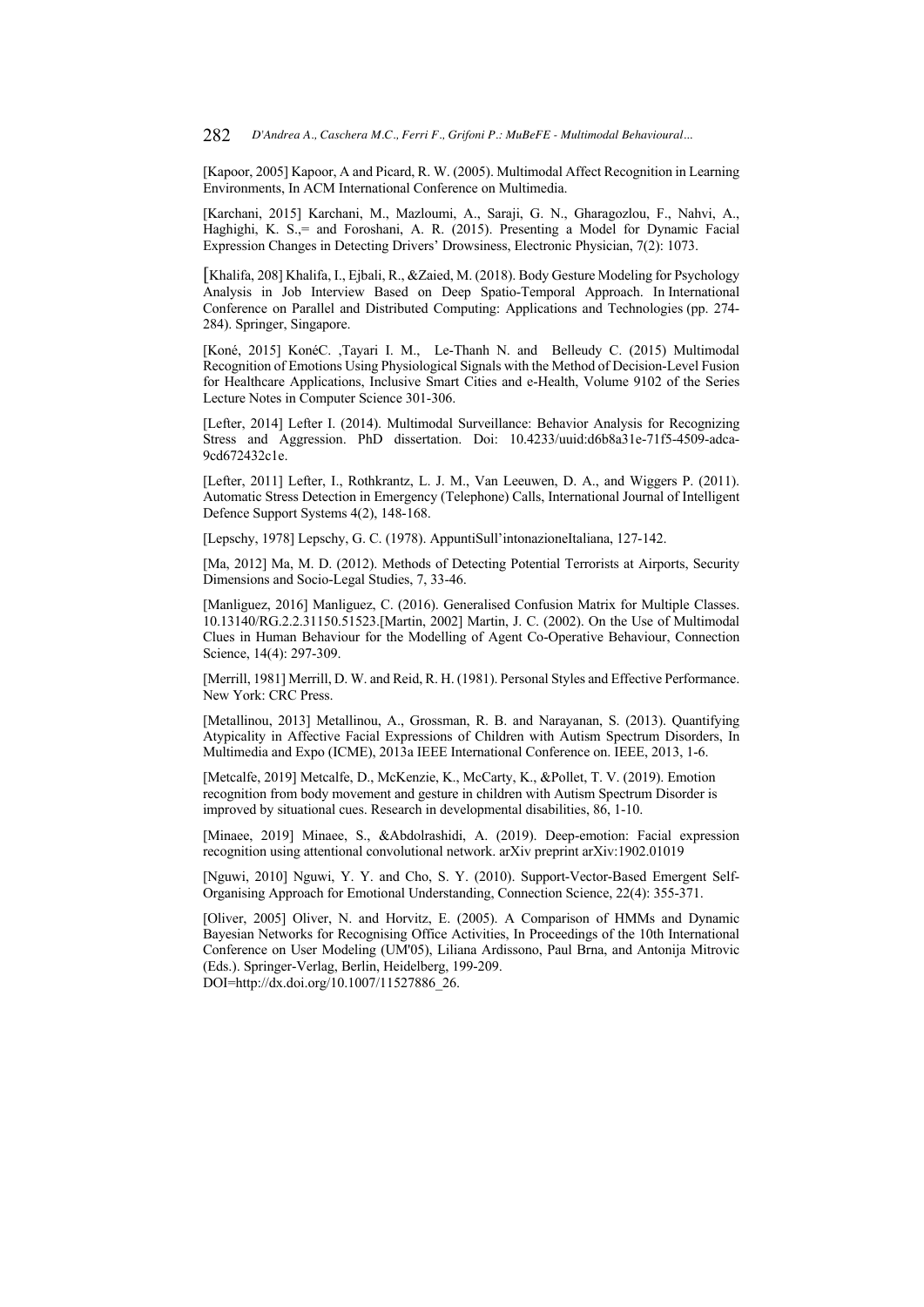[Kapoor, 2005] Kapoor, A and Picard, R. W. (2005). Multimodal Affect Recognition in Learning Environments, In ACM International Conference on Multimedia.

[Karchani, 2015] Karchani, M., Mazloumi, A., Saraji, G. N., Gharagozlou, F., Nahvi, A., Haghighi, K. S.,= and Foroshani, A. R. (2015). Presenting a Model for Dynamic Facial Expression Changes in Detecting Drivers' Drowsiness, Electronic Physician, 7(2): 1073.

[Khalifa, 208] Khalifa, I., Ejbali, R., &Zaied, M. (2018). Body Gesture Modeling for Psychology Analysis in Job Interview Based on Deep Spatio-Temporal Approach. In International Conference on Parallel and Distributed Computing: Applications and Technologies (pp. 274-284). Springer, Singapore.

[Koné, 2015] KonéC. ,Tayari I. M., Le-Thanh N. and Belleudy C. (2015) Multimodal Recognition of Emotions Using Physiological Signals with the Method of Decision-Level Fusion for Healthcare Applications, Inclusive Smart Cities and e-Health, Volume 9102 of the Series Lecture Notes in Computer Science 301-306.

[Lefter, 2014] Lefter I. (2014). Multimodal Surveillance: Behavior Analysis for Recognizing Stress and Aggression. PhD dissertation. Doi: 10.4233/uuid:d6b8a31e-71f5-4509-adca-9cd672432c1e.

[Lefter, 2011] Lefter, I., Rothkrantz, L. J. M., Van Leeuwen, D. A., and Wiggers P. (2011). Automatic Stress Detection in Emergency (Telephone) Calls, International Journal of Intelligent Defence Support Systems 4(2), 148-168.

[Lepschy, 1978] Lepschy, G. C. (1978). AppuntiSull'intonazioneItaliana, 127-142.

[Ma, 2012] Ma, M. D. (2012). Methods of Detecting Potential Terrorists at Airports, Security Dimensions and Socio-Legal Studies, 7, 33-46.

[Manliguez, 2016] Manliguez, C. (2016). Generalised Confusion Matrix for Multiple Classes. 10.13140/RG.2.2.31150.51523.[Martin, 2002] Martin, J. C. (2002). On the Use of Multimodal Clues in Human Behaviour for the Modelling of Agent Co-Operative Behaviour, Connection Science, 14(4): 297-309.

[Merrill, 1981] Merrill, D. W. and Reid, R. H. (1981). Personal Styles and Effective Performance. New York: CRC Press.

[Metallinou, 2013] Metallinou, A., Grossman, R. B. and Narayanan, S. (2013). Quantifying Atypicality in Affective Facial Expressions of Children with Autism Spectrum Disorders, In Multimedia and Expo (ICME), 2013a IEEE International Conference on. IEEE, 2013, 1-6.

[Metcalfe, 2019] Metcalfe, D., McKenzie, K., McCarty, K., &Pollet, T. V. (2019). Emotion recognition from body movement and gesture in children with Autism Spectrum Disorder is improved by situational cues. Research in developmental disabilities, 86, 1-10.

[Minaee, 2019] Minaee, S., &Abdolrashidi, A. (2019). Deep-emotion: Facial expression recognition using attentional convolutional network. arXiv preprint arXiv:1902.01019

[Nguwi, 2010] Nguwi, Y. Y. and Cho, S. Y. (2010). Support-Vector-Based Emergent Self-Organising Approach for Emotional Understanding, Connection Science, 22(4): 355-371.

[Oliver, 2005] Oliver, N. and Horvitz, E. (2005). A Comparison of HMMs and Dynamic Bayesian Networks for Recognising Office Activities, In Proceedings of the 10th International Conference on User Modeling (UM'05), Liliana Ardissono, Paul Brna, and Antonija Mitrovic (Eds.). Springer-Verlag, Berlin, Heidelberg, 199-209. DOI=http://dx.doi.org/10.1007/11527886_26.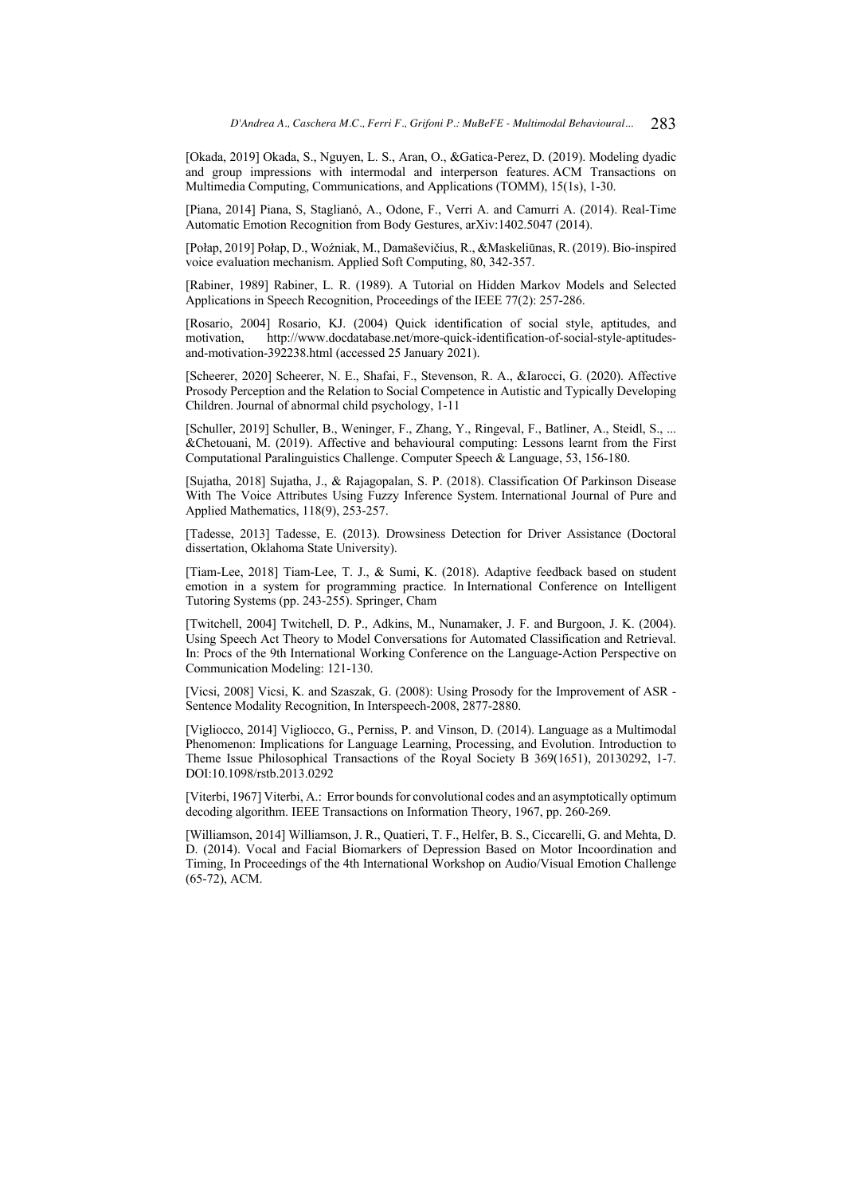[Okada, 2019] Okada, S., Nguyen, L. S., Aran, O., &Gatica-Perez, D. (2019). Modeling dyadic and group impressions with intermodal and interperson features. ACM Transactions on Multimedia Computing, Communications, and Applications (TOMM), 15(1s), 1-30.

[Piana, 2014] Piana, S, Staglianó, A., Odone, F., Verri A. and Camurri A. (2014). Real-Time Automatic Emotion Recognition from Body Gestures, arXiv:1402.5047 (2014).

[Połap, 2019] Połap, D., Woźniak, M., Damaševičius, R., &Maskeliūnas, R. (2019). Bio-inspired voice evaluation mechanism. Applied Soft Computing, 80, 342-357.

[Rabiner, 1989] Rabiner, L. R. (1989). A Tutorial on Hidden Markov Models and Selected Applications in Speech Recognition, Proceedings of the IEEE 77(2): 257-286.

[Rosario, 2004] Rosario, KJ. (2004) Quick identification of social style, aptitudes, and motivation, http://www.docdatabase.net/more-quick-identification-of-social-style-aptitudes-and-motivation-392238.html (accessed 25 January 2021).

[Scheerer, 2020] Scheerer, N. E., Shafai, F., Stevenson, R. A., &Iarocci, G. (2020). Affective Prosody Perception and the Relation to Social Competence in Autistic and Typically Developing Children. Journal of abnormal child psychology, 1-11

[Schuller, 2019] Schuller, B., Weninger, F., Zhang, Y., Ringeval, F., Batliner, A., Steidl, S., ... &Chetouani, M. (2019). Affective and behavioural computing: Lessons learnt from the First Computational Paralinguistics Challenge. Computer Speech & Language, 53, 156-180.

[Sujatha, 2018] Sujatha, J., & Rajagopalan, S. P. (2018). Classification Of Parkinson Disease With The Voice Attributes Using Fuzzy Inference System. International Journal of Pure and Applied Mathematics, 118(9), 253-257.

[Tadesse, 2013] Tadesse, E. (2013). Drowsiness Detection for Driver Assistance (Doctoral dissertation, Oklahoma State University).

[Tiam-Lee, 2018] Tiam-Lee, T. J., & Sumi, K. (2018). Adaptive feedback based on student emotion in a system for programming practice. In International Conference on Intelligent Tutoring Systems (pp. 243-255). Springer, Cham

[Twitchell, 2004] Twitchell, D. P., Adkins, M., Nunamaker, J. F. and Burgoon, J. K. (2004). Using Speech Act Theory to Model Conversations for Automated Classification and Retrieval. In: Procs of the 9th International Working Conference on the Language-Action Perspective on Communication Modeling: 121-130.

[Vicsi, 2008] Vicsi, K. and Szaszak, G. (2008): Using Prosody for the Improvement of ASR - Sentence Modality Recognition, In Interspeech-2008, 2877-2880.

[Vigliocco, 2014] Vigliocco, G., Perniss, P. and Vinson, D. (2014). Language as a Multimodal Phenomenon: Implications for Language Learning, Processing, and Evolution. Introduction to Theme Issue Philosophical Transactions of the Royal Society B 369(1651), 20130292, 1-7. DOI:10.1098/rstb.2013.0292

[Viterbi, 1967] Viterbi, A.: Error bounds for convolutional codes and an asymptotically optimum decoding algorithm. IEEE Transactions on Information Theory, 1967, pp. 260-269.

[Williamson, 2014] Williamson, J. R., Quatieri, T. F., Helfer, B. S., Ciccarelli, G. and Mehta, D. D. (2014). Vocal and Facial Biomarkers of Depression Based on Motor Incoordination and Timing, In Proceedings of the 4th International Workshop on Audio/Visual Emotion Challenge (65-72), ACM.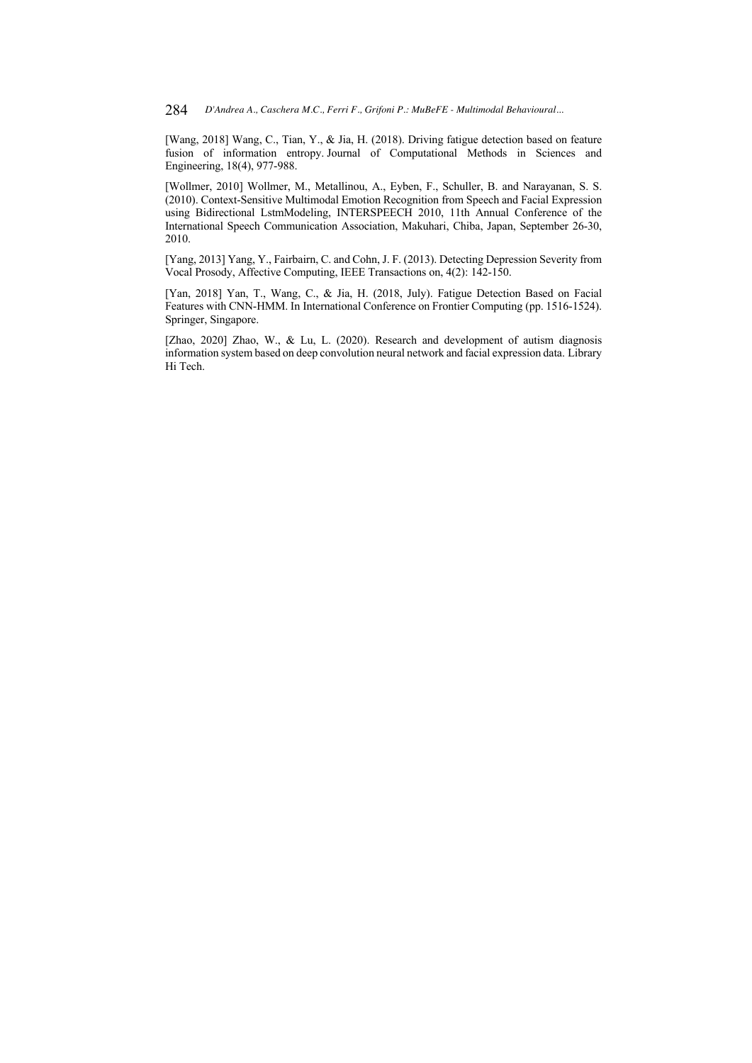[Wang, 2018] Wang, C., Tian, Y., & Jia, H. (2018). Driving fatigue detection based on feature fusion of information entropy. Journal of Computational Methods in Sciences and Engineering, 18(4), 977-988.

[Wollmer, 2010] Wollmer, M., Metallinou, A., Eyben, F., Schuller, B. and Narayanan, S. S. (2010). Context-Sensitive Multimodal Emotion Recognition from Speech and Facial Expression using Bidirectional LstmModeling, INTERSPEECH 2010, 11th Annual Conference of the International Speech Communication Association, Makuhari, Chiba, Japan, September 26-30, 2010.

[Yang, 2013] Yang, Y., Fairbairn, C. and Cohn, J. F. (2013). Detecting Depression Severity from Vocal Prosody, Affective Computing, IEEE Transactions on, 4(2): 142-150.

[Yan, 2018] Yan, T., Wang, C., & Jia, H. (2018, July). Fatigue Detection Based on Facial Features with CNN-HMM. In International Conference on Frontier Computing (pp. 1516-1524). Springer, Singapore.

[Zhao, 2020] Zhao, W., & Lu, L. (2020). Research and development of autism diagnosis information system based on deep convolution neural network and facial expression data. Library Hi Tech.